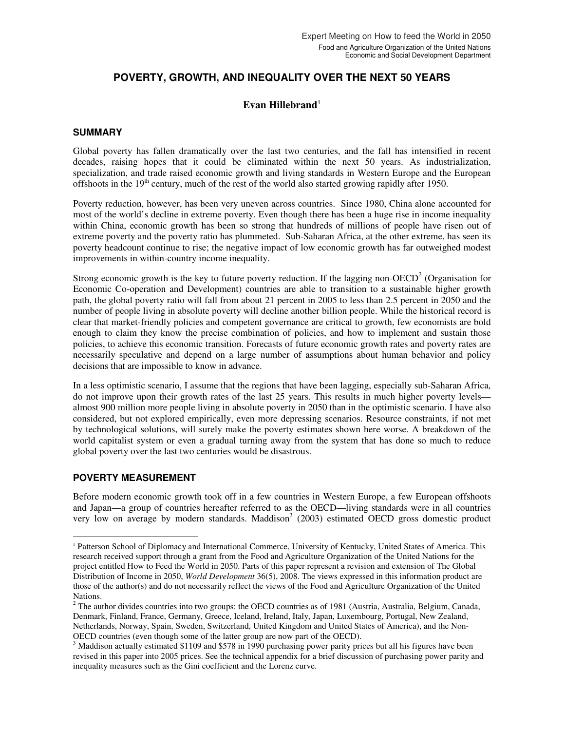Expert Meeting on How to feed the World in 2050
Food and Agriculture Organization of the United Nations
Economic and Social Development Department

# POVERTY, GROWTH, AND INEQUALITY OVER THE NEXT 50 YEARS

**Evan Hillebrand**[1]

## SUMMARY

Global poverty has fallen dramatically over the last two centuries, and the fall has intensified in recent decades, raising hopes that it could be eliminated within the next 50 years. As industrialization, specialization, and trade raised economic growth and living standards in Western Europe and the European offshoots in the 19th century, much of the rest of the world also started growing rapidly after 1950.

Poverty reduction, however, has been very uneven across countries. Since 1980, China alone accounted for most of the world's decline in extreme poverty. Even though there has been a huge rise in income inequality within China, economic growth has been so strong that hundreds of millions of people have risen out of extreme poverty and the poverty ratio has plummeted. Sub-Saharan Africa, at the other extreme, has seen its poverty headcount continue to rise; the negative impact of low economic growth has far outweighed modest improvements in within-country income inequality.

Strong economic growth is the key to future poverty reduction. If the lagging non-OECD[2] (Organisation for Economic Co-operation and Development) countries are able to transition to a sustainable higher growth path, the global poverty ratio will fall from about 21 percent in 2005 to less than 2.5 percent in 2050 and the number of people living in absolute poverty will decline another billion people. While the historical record is clear that market-friendly policies and competent governance are critical to growth, few economists are bold enough to claim they know the precise combination of policies, and how to implement and sustain those policies, to achieve this economic transition. Forecasts of future economic growth rates and poverty rates are necessarily speculative and depend on a large number of assumptions about human behavior and policy decisions that are impossible to know in advance.

In a less optimistic scenario, I assume that the regions that have been lagging, especially sub-Saharan Africa, do not improve upon their growth rates of the last 25 years. This results in much higher poverty levels—almost 900 million more people living in absolute poverty in 2050 than in the optimistic scenario. I have also considered, but not explored empirically, even more depressing scenarios. Resource constraints, if not met by technological solutions, will surely make the poverty estimates shown here worse. A breakdown of the world capitalist system or even a gradual turning away from the system that has done so much to reduce global poverty over the last two centuries would be disastrous.

## POVERTY MEASUREMENT

Before modern economic growth took off in a few countries in Western Europe, a few European offshoots and Japan—a group of countries hereafter referred to as the OECD—living standards were in all countries very low on average by modern standards. Maddison[3] (2003) estimated OECD gross domestic product

---

[1] Patterson School of Diplomacy and International Commerce, University of Kentucky, United States of America. This research received support through a grant from the Food and Agriculture Organization of the United Nations for the project entitled How to Feed the World in 2050. Parts of this paper represent a revision and extension of The Global Distribution of Income in 2050, *World Development* 36(5), 2008. The views expressed in this information product are those of the author(s) and do not necessarily reflect the views of the Food and Agriculture Organization of the United Nations.

[2] The author divides countries into two groups: the OECD countries as of 1981 (Austria, Australia, Belgium, Canada, Denmark, Finland, France, Germany, Greece, Iceland, Ireland, Italy, Japan, Luxembourg, Portugal, New Zealand, Netherlands, Norway, Spain, Sweden, Switzerland, United Kingdom and United States of America), and the Non-OECD countries (even though some of the latter group are now part of the OECD).

[3] Maddison actually estimated $1109 and $578 in 1990 purchasing power parity prices but all his figures have been revised in this paper into 2005 prices. See the technical appendix for a brief discussion of purchasing power parity and inequality measures such as the Gini coefficient and the Lorenz curve.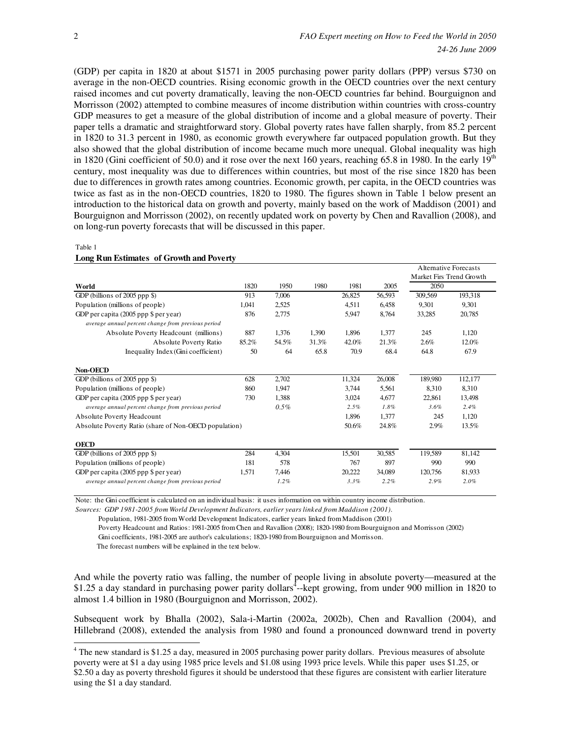(GDP) per capita in 1820 at about $1571 in 2005 purchasing power parity dollars (PPP) versus $730 on average in the non-OECD countries. Rising economic growth in the OECD countries over the next century raised incomes and cut poverty dramatically, leaving the non-OECD countries far behind. Bourguignon and Morrisson (2002) attempted to combine measures of income distribution within countries with cross-country GDP measures to get a measure of the global distribution of income and a global measure of poverty. Their paper tells a dramatic and straightforward story. Global poverty rates have fallen sharply, from 85.2 percent in 1820 to 31.3 percent in 1980, as economic growth everywhere far outpaced population growth. But they also showed that the global distribution of income became much more unequal. Global inequality was high in 1820 (Gini coefficient of 50.0) and it rose over the next 160 years, reaching 65.8 in 1980. In the early 19th century, most inequality was due to differences within countries, but most of the rise since 1820 has been due to differences in growth rates among countries. Economic growth, per capita, in the OECD countries was twice as fast as in the non-OECD countries, 1820 to 1980. The figures shown in Table 1 below present an introduction to the historical data on growth and poverty, mainly based on the work of Maddison (2001) and Bourguignon and Morrisson (2002), on recently updated work on poverty by Chen and Ravallion (2008), and on long-run poverty forecasts that will be discussed in this paper.

Table 1

**Long Run Estimates of Growth and Poverty**

| | | | | | | Alternative Forecasts | |
|---|---|---|---|---|---|---|---|
| | | | | | | Market Firs | Trend Growth |
| **World** | 1820 | 1950 | 1980 | 1981 | 2005 | 2050 | |
| GDP (billions of 2005 ppp $) | 913 | 7,006 | | 26,825 | 56,593 | 309,569 | 193,318 |
| Population (millions of people) | 1,041 | 2,525 | | 4,511 | 6,458 | 9,301 | 9,301 |
| GDP per capita (2005 ppp $ per year) | 876 | 2,775 | | 5,947 | 8,764 | 33,285 | 20,785 |
| *average annual percent change from previous period* | | | | | | | |
| Absolute Poverty Headcount (millions) | 887 | 1,376 | 1,390 | 1,896 | 1,377 | 245 | 1,120 |
| Absolute Poverty Ratio | 85.2% | 54.5% | 31.3% | 42.0% | 21.3% | 2.6% | 12.0% |
| Inequality Index (Gini coefficient) | 50 | 64 | 65.8 | 70.9 | 68.4 | 64.8 | 67.9 |
| **Non-OECD** | | | | | | | |
| GDP (billions of 2005 ppp $) | 628 | 2,702 | | 11,324 | 26,008 | 189,980 | 112,177 |
| Population (millions of people) | 860 | 1,947 | | 3,744 | 5,561 | 8,310 | 8,310 |
| GDP per capita (2005 ppp $ per year) | 730 | 1,388 | | 3,024 | 4,677 | 22,861 | 13,498 |
| *average annual percent change from previous period* | | *0.5%* | | *2.5%* | *1.8%* | *3.6%* | *2.4%* |
| Absolute Poverty Headcount | | | | 1,896 | 1,377 | 245 | 1,120 |
| Absolute Poverty Ratio (share of Non-OECD population) | | | | 50.6% | 24.8% | 2.9% | 13.5% |
| **OECD** | | | | | | | |
| GDP (billions of 2005 ppp $) | 284 | 4,304 | | 15,501 | 30,585 | 119,589 | 81,142 |
| Population (millions of people) | 181 | 578 | | 767 | 897 | 990 | 990 |
| GDP per capita (2005 ppp $ per year) | 1,571 | 7,446 | | 20,222 | 34,089 | 120,756 | 81,933 |
| *average annual percent change from previous period* | | *1.2%* | | *3.3%* | *2.2%* | *2.9%* | *2.0%* |

Note: the Gini coefficient is calculated on an individual basis: it uses information on within country income distribution.

*Sources: GDP 1981-2005 from World Development Indicators, earlier years linked from Maddison (2001).*

Population, 1981-2005 from World Development Indicators, earlier years linked from Maddison (2001)

Poverty Headcount and Ratios: 1981-2005 from Chen and Ravallion (2008); 1820-1980 from Bourguignon and Morrisson (2002)

Gini coefficients, 1981-2005 are author's calculations; 1820-1980 from Bourguignon and Morrisson.

The forecast numbers will be explained in the text below.

And while the poverty ratio was falling, the number of people living in absolute poverty—measured at the $1.25 a day standard in purchasing power parity dollars[4]--kept growing, from under 900 million in 1820 to almost 1.4 billion in 1980 (Bourguignon and Morrisson, 2002).

Subsequent work by Bhalla (2002), Sala-i-Martin (2002a, 2002b), Chen and Ravallion (2004), and Hillebrand (2008), extended the analysis from 1980 and found a pronounced downward trend in poverty

[4] The new standard is $1.25 a day, measured in 2005 purchasing power parity dollars. Previous measures of absolute poverty were at $1 a day using 1985 price levels and $1.08 using 1993 price levels. While this paper uses $1.25, or $2.50 a day as poverty threshold figures it should be understood that these figures are consistent with earlier literature using the $1 a day standard.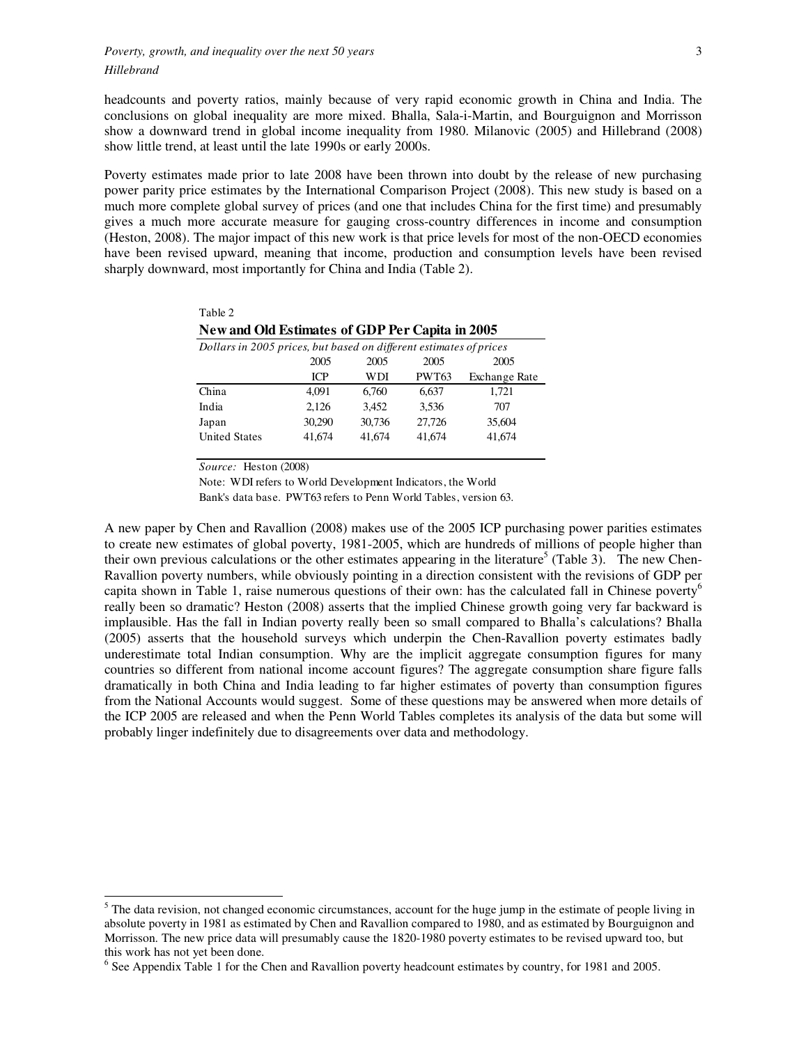headcounts and poverty ratios, mainly because of very rapid economic growth in China and India. The conclusions on global inequality are more mixed. Bhalla, Sala-i-Martin, and Bourguignon and Morrisson show a downward trend in global income inequality from 1980. Milanovic (2005) and Hillebrand (2008) show little trend, at least until the late 1990s or early 2000s.

Poverty estimates made prior to late 2008 have been thrown into doubt by the release of new purchasing power parity price estimates by the International Comparison Project (2008). This new study is based on a much more complete global survey of prices (and one that includes China for the first time) and presumably gives a much more accurate measure for gauging cross-country differences in income and consumption (Heston, 2008). The major impact of this new work is that price levels for most of the non-OECD economies have been revised upward, meaning that income, production and consumption levels have been revised sharply downward, most importantly for China and India (Table 2).

Table 2

**New and Old Estimates of GDP Per Capita in 2005**

*Dollars in 2005 prices, but based on different estimates of prices*

| | 2005 ICP | 2005 WDI | 2005 PWT63 | 2005 Exchange Rate |
|---|---|---|---|---|
| China | 4,091 | 6,760 | 6,637 | 1,721 |
| India | 2,126 | 3,452 | 3,536 | 707 |
| Japan | 30,290 | 30,736 | 27,726 | 35,604 |
| United States | 41,674 | 41,674 | 41,674 | 41,674 |

*Source:* Heston (2008)

Note: WDI refers to World Development Indicators, the World Bank's data base. PWT63 refers to Penn World Tables, version 63.

A new paper by Chen and Ravallion (2008) makes use of the 2005 ICP purchasing power parities estimates to create new estimates of global poverty, 1981-2005, which are hundreds of millions of people higher than their own previous calculations or the other estimates appearing in the literature[5] (Table 3). The new Chen-Ravallion poverty numbers, while obviously pointing in a direction consistent with the revisions of GDP per capita shown in Table 1, raise numerous questions of their own: has the calculated fall in Chinese poverty[6] really been so dramatic? Heston (2008) asserts that the implied Chinese growth going very far backward is implausible. Has the fall in Indian poverty really been so small compared to Bhalla's calculations? Bhalla (2005) asserts that the household surveys which underpin the Chen-Ravallion poverty estimates badly underestimate total Indian consumption. Why are the implicit aggregate consumption figures for many countries so different from national income account figures? The aggregate consumption share figure falls dramatically in both China and India leading to far higher estimates of poverty than consumption figures from the National Accounts would suggest. Some of these questions may be answered when more details of the ICP 2005 are released and when the Penn World Tables completes its analysis of the data but some will probably linger indefinitely due to disagreements over data and methodology.

---

[5] The data revision, not changed economic circumstances, account for the huge jump in the estimate of people living in absolute poverty in 1981 as estimated by Chen and Ravallion compared to 1980, and as estimated by Bourguignon and Morrisson. The new price data will presumably cause the 1820-1980 poverty estimates to be revised upward too, but this work has not yet been done.

[6] See Appendix Table 1 for the Chen and Ravallion poverty headcount estimates by country, for 1981 and 2005.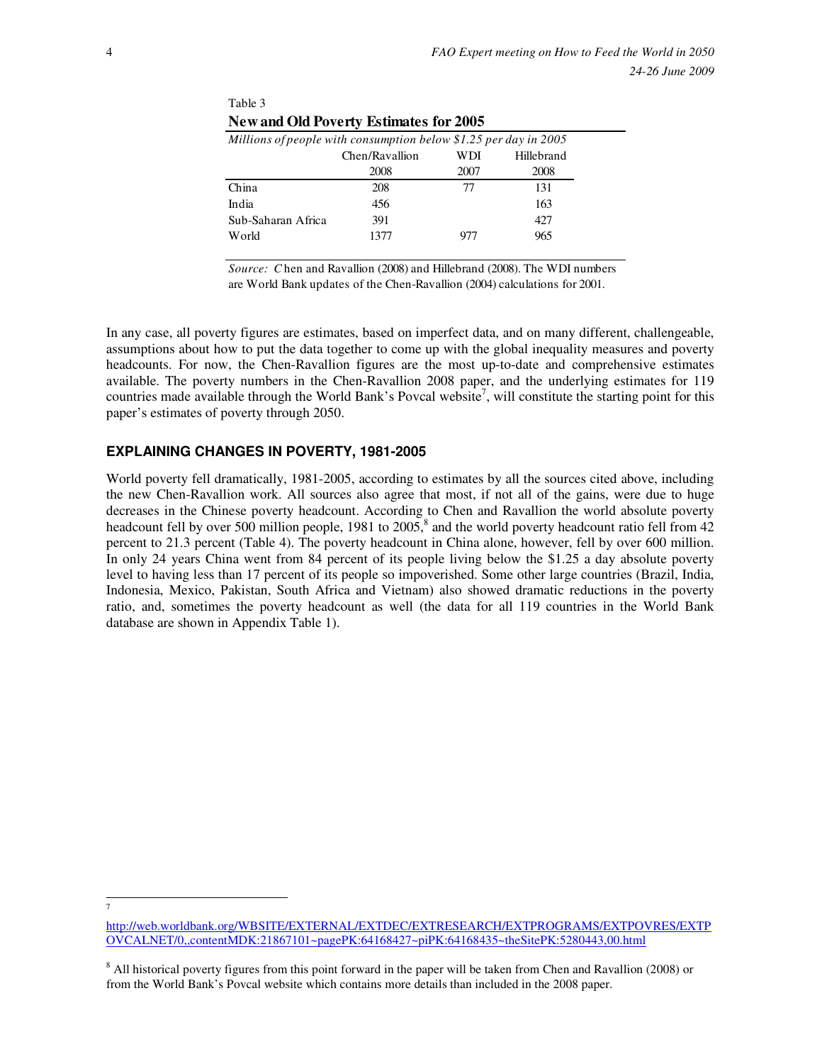Table 3

**New and Old Poverty Estimates for 2005**

*Millions of people with consumption below $1.25 per day in 2005*

| | Chen/Ravallion 2008 | WDI 2007 | Hillebrand 2008 |
|---|---|---|---|
| China | 208 | 77 | 131 |
| India | 456 | | 163 |
| Sub-Saharan Africa | 391 | | 427 |
| World | 1377 | 977 | 965 |

*Source:* Chen and Ravallion (2008) and Hillebrand (2008). The WDI numbers are World Bank updates of the Chen-Ravallion (2004) calculations for 2001.

In any case, all poverty figures are estimates, based on imperfect data, and on many different, challengeable, assumptions about how to put the data together to come up with the global inequality measures and poverty headcounts. For now, the Chen-Ravallion figures are the most up-to-date and comprehensive estimates available. The poverty numbers in the Chen-Ravallion 2008 paper, and the underlying estimates for 119 countries made available through the World Bank's Povcal website[7], will constitute the starting point for this paper's estimates of poverty through 2050.

## EXPLAINING CHANGES IN POVERTY, 1981-2005

World poverty fell dramatically, 1981-2005, according to estimates by all the sources cited above, including the new Chen-Ravallion work. All sources also agree that most, if not all of the gains, were due to huge decreases in the Chinese poverty headcount. According to Chen and Ravallion the world absolute poverty headcount fell by over 500 million people, 1981 to 2005,[8] and the world poverty headcount ratio fell from 42 percent to 21.3 percent (Table 4). The poverty headcount in China alone, however, fell by over 600 million. In only 24 years China went from 84 percent of its people living below the $1.25 a day absolute poverty level to having less than 17 percent of its people so impoverished. Some other large countries (Brazil, India, Indonesia, Mexico, Pakistan, South Africa and Vietnam) also showed dramatic reductions in the poverty ratio, and, sometimes the poverty headcount as well (the data for all 119 countries in the World Bank database are shown in Appendix Table 1).

---

[7] http://web.worldbank.org/WBSITE/EXTERNAL/EXTDEC/EXTRESEARCH/EXTPROGRAMS/EXTPOVRES/EXTPOVCALNET/0,,contentMDK:21867101~pagePK:64168427~piPK:64168435~theSitePK:5280443,00.html

[8] All historical poverty figures from this point forward in the paper will be taken from Chen and Ravallion (2008) or from the World Bank's Povcal website which contains more details than included in the 2008 paper.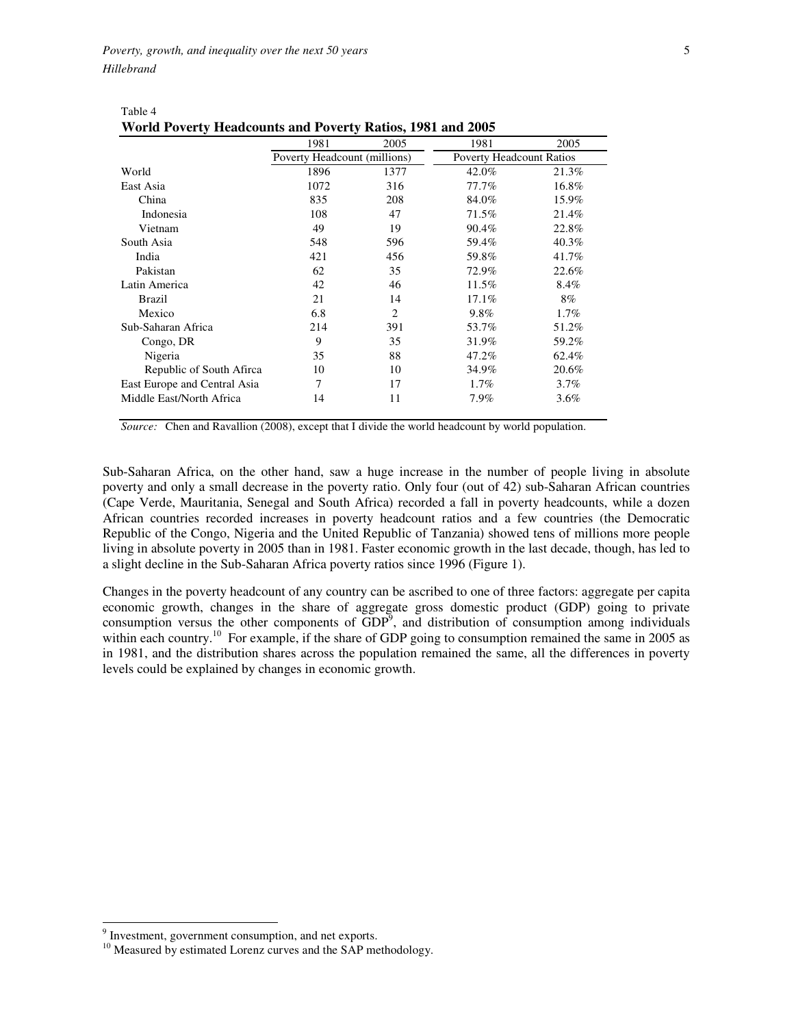Table 4

**World Poverty Headcounts and Poverty Ratios, 1981 and 2005**

| | 1981 | 2005 | 1981 | 2005 |
|---|---|---|---|---|
| | Poverty Headcount (millions) | | Poverty Headcount Ratios | |
| World | 1896 | 1377 | 42.0% | 21.3% |
| East Asia | 1072 | 316 | 77.7% | 16.8% |
| China | 835 | 208 | 84.0% | 15.9% |
| Indonesia | 108 | 47 | 71.5% | 21.4% |
| Vietnam | 49 | 19 | 90.4% | 22.8% |
| South Asia | 548 | 596 | 59.4% | 40.3% |
| India | 421 | 456 | 59.8% | 41.7% |
| Pakistan | 62 | 35 | 72.9% | 22.6% |
| Latin America | 42 | 46 | 11.5% | 8.4% |
| Brazil | 21 | 14 | 17.1% | 8% |
| Mexico | 6.8 | 2 | 9.8% | 1.7% |
| Sub-Saharan Africa | 214 | 391 | 53.7% | 51.2% |
| Congo, DR | 9 | 35 | 31.9% | 59.2% |
| Nigeria | 35 | 88 | 47.2% | 62.4% |
| Republic of South Afirca | 10 | 10 | 34.9% | 20.6% |
| East Europe and Central Asia | 7 | 17 | 1.7% | 3.7% |
| Middle East/North Africa | 14 | 11 | 7.9% | 3.6% |

*Source:* Chen and Ravallion (2008), except that I divide the world headcount by world population.

Sub-Saharan Africa, on the other hand, saw a huge increase in the number of people living in absolute poverty and only a small decrease in the poverty ratio. Only four (out of 42) sub-Saharan African countries (Cape Verde, Mauritania, Senegal and South Africa) recorded a fall in poverty headcounts, while a dozen African countries recorded increases in poverty headcount ratios and a few countries (the Democratic Republic of the Congo, Nigeria and the United Republic of Tanzania) showed tens of millions more people living in absolute poverty in 2005 than in 1981. Faster economic growth in the last decade, though, has led to a slight decline in the Sub-Saharan Africa poverty ratios since 1996 (Figure 1).

Changes in the poverty headcount of any country can be ascribed to one of three factors: aggregate per capita economic growth, changes in the share of aggregate gross domestic product (GDP) going to private consumption versus the other components of GDP[9], and distribution of consumption among individuals within each country.[10] For example, if the share of GDP going to consumption remained the same in 2005 as in 1981, and the distribution shares across the population remained the same, all the differences in poverty levels could be explained by changes in economic growth.

[9] Investment, government consumption, and net exports.

[10] Measured by estimated Lorenz curves and the SAP methodology.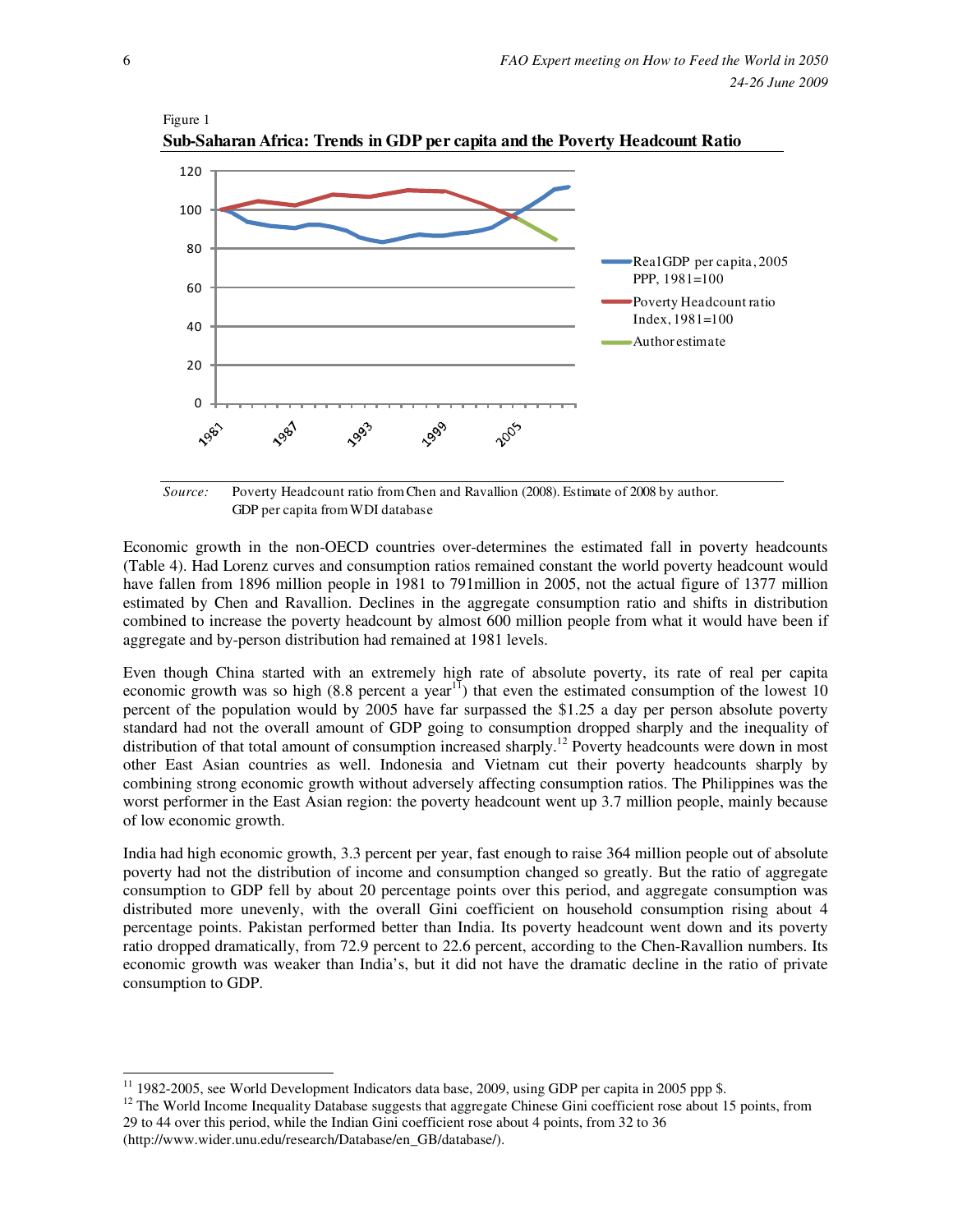Figure 1

**Sub-Saharan Africa: Trends in GDP per capita and the Poverty Headcount Ratio**

*Source:* Poverty Headcount ratio from Chen and Ravallion (2008). Estimate of 2008 by author. GDP per capita from WDI database

Economic growth in the non-OECD countries over-determines the estimated fall in poverty headcounts (Table 4). Had Lorenz curves and consumption ratios remained constant the world poverty headcount would have fallen from 1896 million people in 1981 to 791million in 2005, not the actual figure of 1377 million estimated by Chen and Ravallion. Declines in the aggregate consumption ratio and shifts in distribution combined to increase the poverty headcount by almost 600 million people from what it would have been if aggregate and by-person distribution had remained at 1981 levels.

Even though China started with an extremely high rate of absolute poverty, its rate of real per capita economic growth was so high (8.8 percent a year[11]) that even the estimated consumption of the lowest 10 percent of the population would by 2005 have far surpassed the $1.25 a day per person absolute poverty standard had not the overall amount of GDP going to consumption dropped sharply and the inequality of distribution of that total amount of consumption increased sharply.[12] Poverty headcounts were down in most other East Asian countries as well. Indonesia and Vietnam cut their poverty headcounts sharply by combining strong economic growth without adversely affecting consumption ratios. The Philippines was the worst performer in the East Asian region: the poverty headcount went up 3.7 million people, mainly because of low economic growth.

India had high economic growth, 3.3 percent per year, fast enough to raise 364 million people out of absolute poverty had not the distribution of income and consumption changed so greatly. But the ratio of aggregate consumption to GDP fell by about 20 percentage points over this period, and aggregate consumption was distributed more unevenly, with the overall Gini coefficient on household consumption rising about 4 percentage points. Pakistan performed better than India. Its poverty headcount went down and its poverty ratio dropped dramatically, from 72.9 percent to 22.6 percent, according to the Chen-Ravallion numbers. Its economic growth was weaker than India's, but it did not have the dramatic decline in the ratio of private consumption to GDP.

[11] 1982-2005, see World Development Indicators data base, 2009, using GDP per capita in 2005 ppp $.

[12] The World Income Inequality Database suggests that aggregate Chinese Gini coefficient rose about 15 points, from 29 to 44 over this period, while the Indian Gini coefficient rose about 4 points, from 32 to 36 (http://www.wider.unu.edu/research/Database/en_GB/database/).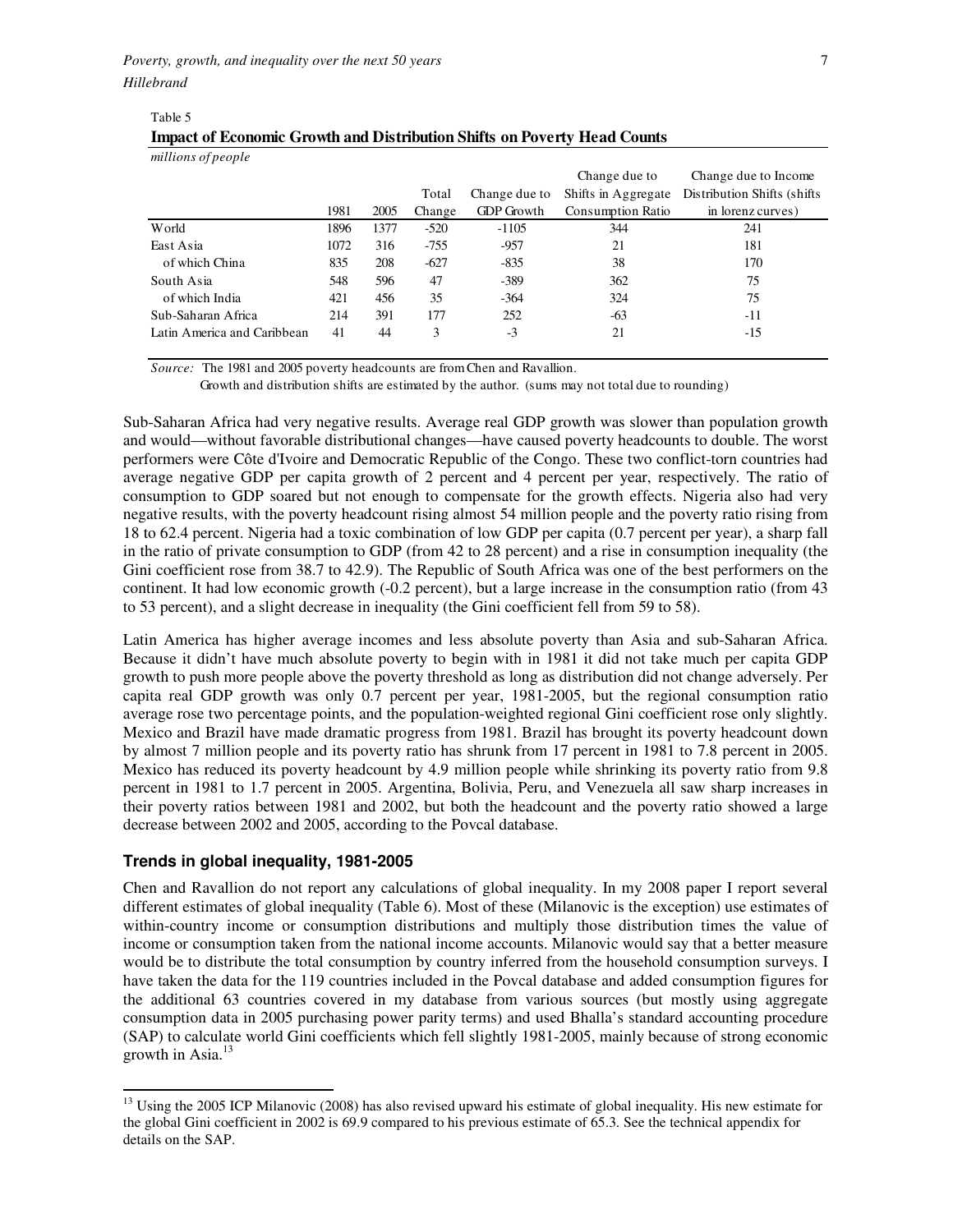Table 5

**Impact of Economic Growth and Distribution Shifts on Poverty Head Counts**

*millions of people*

| | 1981 | 2005 | Total Change | Change due to GDP Growth | Change due to Shifts in Aggregate Consumption Ratio | Change due to Income Distribution Shifts (shifts in lorenz curves) |
|---|---|---|---|---|---|---|
| World | 1896 | 1377 | -520 | -1105 | 344 | 241 |
| East Asia | 1072 | 316 | -755 | -957 | 21 | 181 |
| of which China | 835 | 208 | -627 | -835 | 38 | 170 |
| South Asia | 548 | 596 | 47 | -389 | 362 | 75 |
| of which India | 421 | 456 | 35 | -364 | 324 | 75 |
| Sub-Saharan Africa | 214 | 391 | 177 | 252 | -63 | -11 |
| Latin America and Caribbean | 41 | 44 | 3 | -3 | 21 | -15 |

*Source:* The 1981 and 2005 poverty headcounts are from Chen and Ravallion.
Growth and distribution shifts are estimated by the author. (sums may not total due to rounding)

Sub-Saharan Africa had very negative results. Average real GDP growth was slower than population growth and would—without favorable distributional changes—have caused poverty headcounts to double. The worst performers were Côte d'Ivoire and Democratic Republic of the Congo. These two conflict-torn countries had average negative GDP per capita growth of 2 percent and 4 percent per year, respectively. The ratio of consumption to GDP soared but not enough to compensate for the growth effects. Nigeria also had very negative results, with the poverty headcount rising almost 54 million people and the poverty ratio rising from 18 to 62.4 percent. Nigeria had a toxic combination of low GDP per capita (0.7 percent per year), a sharp fall in the ratio of private consumption to GDP (from 42 to 28 percent) and a rise in consumption inequality (the Gini coefficient rose from 38.7 to 42.9). The Republic of South Africa was one of the best performers on the continent. It had low economic growth (-0.2 percent), but a large increase in the consumption ratio (from 43 to 53 percent), and a slight decrease in inequality (the Gini coefficient fell from 59 to 58).

Latin America has higher average incomes and less absolute poverty than Asia and sub-Saharan Africa. Because it didn't have much absolute poverty to begin with in 1981 it did not take much per capita GDP growth to push more people above the poverty threshold as long as distribution did not change adversely. Per capita real GDP growth was only 0.7 percent per year, 1981-2005, but the regional consumption ratio average rose two percentage points, and the population-weighted regional Gini coefficient rose only slightly. Mexico and Brazil have made dramatic progress from 1981. Brazil has brought its poverty headcount down by almost 7 million people and its poverty ratio has shrunk from 17 percent in 1981 to 7.8 percent in 2005. Mexico has reduced its poverty headcount by 4.9 million people while shrinking its poverty ratio from 9.8 percent in 1981 to 1.7 percent in 2005. Argentina, Bolivia, Peru, and Venezuela all saw sharp increases in their poverty ratios between 1981 and 2002, but both the headcount and the poverty ratio showed a large decrease between 2002 and 2005, according to the Povcal database.

### Trends in global inequality, 1981-2005

Chen and Ravallion do not report any calculations of global inequality. In my 2008 paper I report several different estimates of global inequality (Table 6). Most of these (Milanovic is the exception) use estimates of within-country income or consumption distributions and multiply those distribution times the value of income or consumption taken from the national income accounts. Milanovic would say that a better measure would be to distribute the total consumption by country inferred from the household consumption surveys. I have taken the data for the 119 countries included in the Povcal database and added consumption figures for the additional 63 countries covered in my database from various sources (but mostly using aggregate consumption data in 2005 purchasing power parity terms) and used Bhalla's standard accounting procedure (SAP) to calculate world Gini coefficients which fell slightly 1981-2005, mainly because of strong economic growth in Asia.[13]

[13] Using the 2005 ICP Milanovic (2008) has also revised upward his estimate of global inequality. His new estimate for the global Gini coefficient in 2002 is 69.9 compared to his previous estimate of 65.3. See the technical appendix for details on the SAP.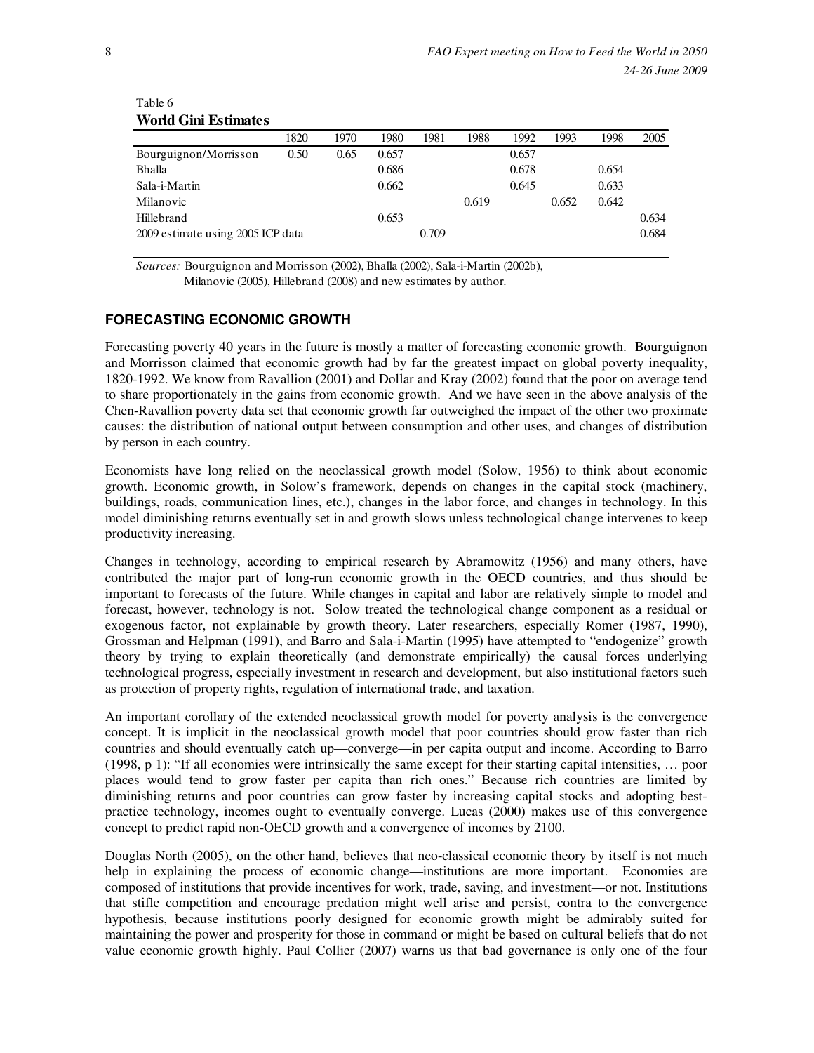Table 6

**World Gini Estimates**

| | 1820 | 1970 | 1980 | 1981 | 1988 | 1992 | 1993 | 1998 | 2005 |
|---|---|---|---|---|---|---|---|---|---|
| Bourguignon/Morrisson | 0.50 | 0.65 | 0.657 | | | 0.657 | | | |
| Bhalla | | | 0.686 | | | 0.678 | | 0.654 | |
| Sala-i-Martin | | | 0.662 | | | 0.645 | | 0.633 | |
| Milanovic | | | | | 0.619 | | 0.652 | 0.642 | |
| Hillebrand | | | 0.653 | | | | | | 0.634 |
| 2009 estimate using 2005 ICP data | | | | 0.709 | | | | | 0.684 |

*Sources:* Bourguignon and Morrisson (2002), Bhalla (2002), Sala-i-Martin (2002b), Milanovic (2005), Hillebrand (2008) and new estimates by author.

## FORECASTING ECONOMIC GROWTH

Forecasting poverty 40 years in the future is mostly a matter of forecasting economic growth. Bourguignon and Morrisson claimed that economic growth had by far the greatest impact on global poverty inequality, 1820-1992. We know from Ravallion (2001) and Dollar and Kray (2002) found that the poor on average tend to share proportionately in the gains from economic growth. And we have seen in the above analysis of the Chen-Ravallion poverty data set that economic growth far outweighed the impact of the other two proximate causes: the distribution of national output between consumption and other uses, and changes of distribution by person in each country.

Economists have long relied on the neoclassical growth model (Solow, 1956) to think about economic growth. Economic growth, in Solow's framework, depends on changes in the capital stock (machinery, buildings, roads, communication lines, etc.), changes in the labor force, and changes in technology. In this model diminishing returns eventually set in and growth slows unless technological change intervenes to keep productivity increasing.

Changes in technology, according to empirical research by Abramowitz (1956) and many others, have contributed the major part of long-run economic growth in the OECD countries, and thus should be important to forecasts of the future. While changes in capital and labor are relatively simple to model and forecast, however, technology is not. Solow treated the technological change component as a residual or exogenous factor, not explainable by growth theory. Later researchers, especially Romer (1987, 1990), Grossman and Helpman (1991), and Barro and Sala-i-Martin (1995) have attempted to "endogenize" growth theory by trying to explain theoretically (and demonstrate empirically) the causal forces underlying technological progress, especially investment in research and development, but also institutional factors such as protection of property rights, regulation of international trade, and taxation.

An important corollary of the extended neoclassical growth model for poverty analysis is the convergence concept. It is implicit in the neoclassical growth model that poor countries should grow faster than rich countries and should eventually catch up—converge—in per capita output and income. According to Barro (1998, p 1): "If all economies were intrinsically the same except for their starting capital intensities, … poor places would tend to grow faster per capita than rich ones." Because rich countries are limited by diminishing returns and poor countries can grow faster by increasing capital stocks and adopting best-practice technology, incomes ought to eventually converge. Lucas (2000) makes use of this convergence concept to predict rapid non-OECD growth and a convergence of incomes by 2100.

Douglas North (2005), on the other hand, believes that neo-classical economic theory by itself is not much help in explaining the process of economic change—institutions are more important. Economies are composed of institutions that provide incentives for work, trade, saving, and investment—or not. Institutions that stifle competition and encourage predation might well arise and persist, contra to the convergence hypothesis, because institutions poorly designed for economic growth might be admirably suited for maintaining the power and prosperity for those in command or might be based on cultural beliefs that do not value economic growth highly. Paul Collier (2007) warns us that bad governance is only one of the four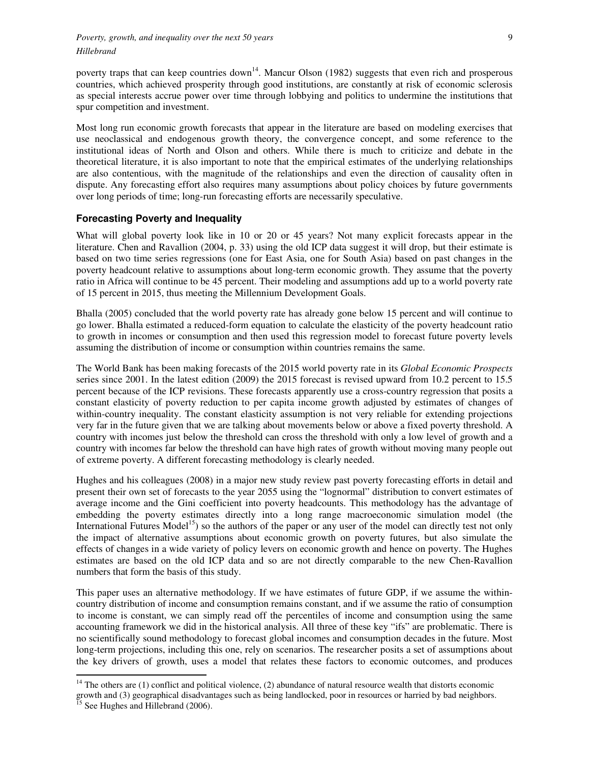poverty traps that can keep countries down[14]. Mancur Olson (1982) suggests that even rich and prosperous countries, which achieved prosperity through good institutions, are constantly at risk of economic sclerosis as special interests accrue power over time through lobbying and politics to undermine the institutions that spur competition and investment.

Most long run economic growth forecasts that appear in the literature are based on modeling exercises that use neoclassical and endogenous growth theory, the convergence concept, and some reference to the institutional ideas of North and Olson and others. While there is much to criticize and debate in the theoretical literature, it is also important to note that the empirical estimates of the underlying relationships are also contentious, with the magnitude of the relationships and even the direction of causality often in dispute. Any forecasting effort also requires many assumptions about policy choices by future governments over long periods of time; long-run forecasting efforts are necessarily speculative.

### Forecasting Poverty and Inequality

What will global poverty look like in 10 or 20 or 45 years? Not many explicit forecasts appear in the literature. Chen and Ravallion (2004, p. 33) using the old ICP data suggest it will drop, but their estimate is based on two time series regressions (one for East Asia, one for South Asia) based on past changes in the poverty headcount relative to assumptions about long-term economic growth. They assume that the poverty ratio in Africa will continue to be 45 percent. Their modeling and assumptions add up to a world poverty rate of 15 percent in 2015, thus meeting the Millennium Development Goals.

Bhalla (2005) concluded that the world poverty rate has already gone below 15 percent and will continue to go lower. Bhalla estimated a reduced-form equation to calculate the elasticity of the poverty headcount ratio to growth in incomes or consumption and then used this regression model to forecast future poverty levels assuming the distribution of income or consumption within countries remains the same.

The World Bank has been making forecasts of the 2015 world poverty rate in its *Global Economic Prospects* series since 2001. In the latest edition (2009) the 2015 forecast is revised upward from 10.2 percent to 15.5 percent because of the ICP revisions. These forecasts apparently use a cross-country regression that posits a constant elasticity of poverty reduction to per capita income growth adjusted by estimates of changes of within-country inequality. The constant elasticity assumption is not very reliable for extending projections very far in the future given that we are talking about movements below or above a fixed poverty threshold. A country with incomes just below the threshold can cross the threshold with only a low level of growth and a country with incomes far below the threshold can have high rates of growth without moving many people out of extreme poverty. A different forecasting methodology is clearly needed.

Hughes and his colleagues (2008) in a major new study review past poverty forecasting efforts in detail and present their own set of forecasts to the year 2055 using the "lognormal" distribution to convert estimates of average income and the Gini coefficient into poverty headcounts. This methodology has the advantage of embedding the poverty estimates directly into a long range macroeconomic simulation model (the International Futures Model[15]) so the authors of the paper or any user of the model can directly test not only the impact of alternative assumptions about economic growth on poverty futures, but also simulate the effects of changes in a wide variety of policy levers on economic growth and hence on poverty. The Hughes estimates are based on the old ICP data and so are not directly comparable to the new Chen-Ravallion numbers that form the basis of this study.

This paper uses an alternative methodology. If we have estimates of future GDP, if we assume the within-country distribution of income and consumption remains constant, and if we assume the ratio of consumption to income is constant, we can simply read off the percentiles of income and consumption using the same accounting framework we did in the historical analysis. All three of these key "ifs" are problematic. There is no scientifically sound methodology to forecast global incomes and consumption decades in the future. Most long-term projections, including this one, rely on scenarios. The researcher posits a set of assumptions about the key drivers of growth, uses a model that relates these factors to economic outcomes, and produces

---

[14] The others are (1) conflict and political violence, (2) abundance of natural resource wealth that distorts economic growth and (3) geographical disadvantages such as being landlocked, poor in resources or harried by bad neighbors.

[15] See Hughes and Hillebrand (2006).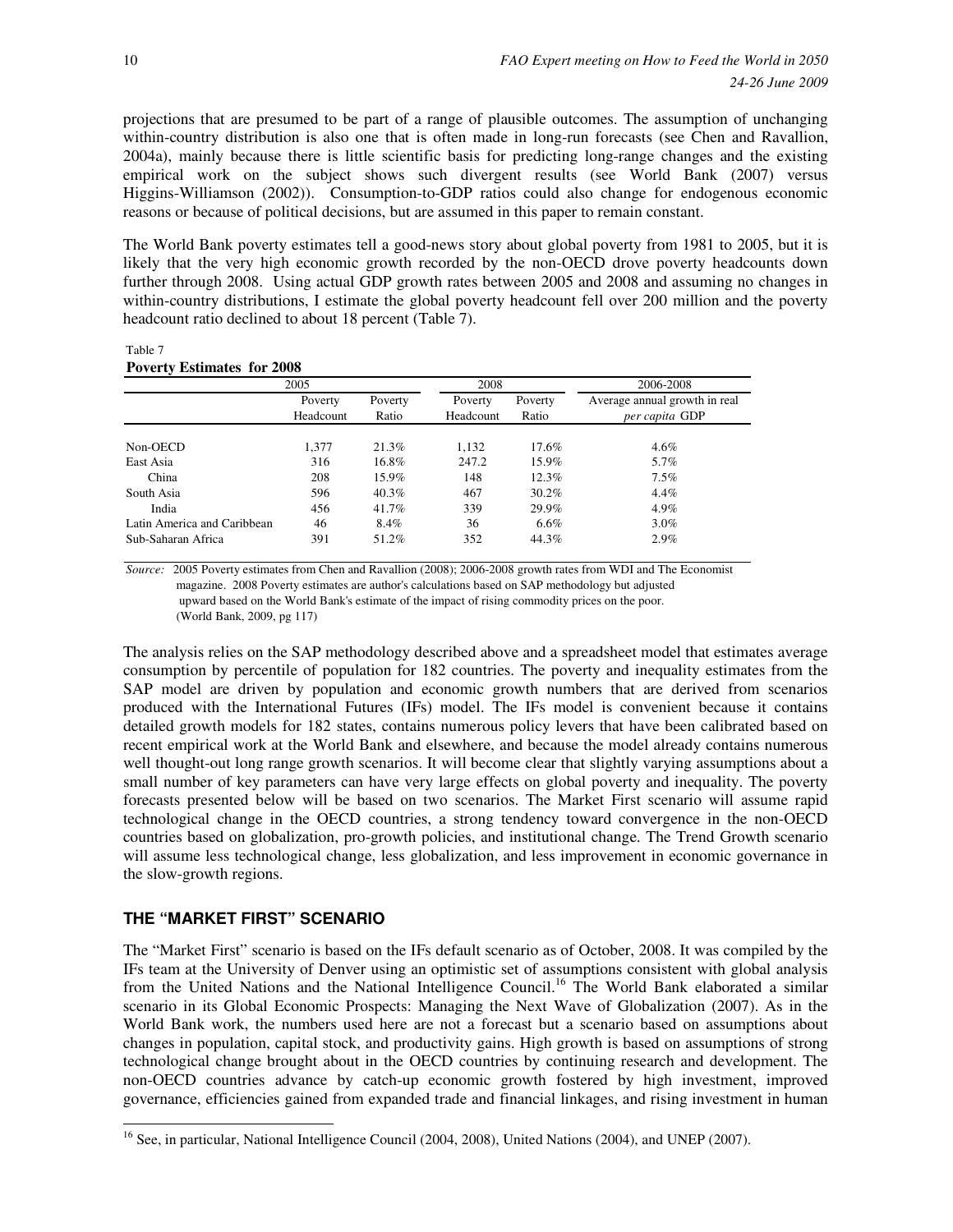projections that are presumed to be part of a range of plausible outcomes. The assumption of unchanging within-country distribution is also one that is often made in long-run forecasts (see Chen and Ravallion, 2004a), mainly because there is little scientific basis for predicting long-range changes and the existing empirical work on the subject shows such divergent results (see World Bank (2007) versus Higgins-Williamson (2002)). Consumption-to-GDP ratios could also change for endogenous economic reasons or because of political decisions, but are assumed in this paper to remain constant.

The World Bank poverty estimates tell a good-news story about global poverty from 1981 to 2005, but it is likely that the very high economic growth recorded by the non-OECD drove poverty headcounts down further through 2008. Using actual GDP growth rates between 2005 and 2008 and assuming no changes in within-country distributions, I estimate the global poverty headcount fell over 200 million and the poverty headcount ratio declined to about 18 percent (Table 7).

Table 7

**Poverty Estimates for 2008**

| | 2005 | | 2008 | | 2006-2008 |
|---|---|---|---|---|---|
| | Poverty Headcount | Poverty Ratio | Poverty Headcount | Poverty Ratio | Average annual growth in real *per capita* GDP |
| Non-OECD | 1,377 | 21.3% | 1,132 | 17.6% | 4.6% |
| East Asia | 316 | 16.8% | 247.2 | 15.9% | 5.7% |
| China | 208 | 15.9% | 148 | 12.3% | 7.5% |
| South Asia | 596 | 40.3% | 467 | 30.2% | 4.4% |
| India | 456 | 41.7% | 339 | 29.9% | 4.9% |
| Latin America and Caribbean | 46 | 8.4% | 36 | 6.6% | 3.0% |
| Sub-Saharan Africa | 391 | 51.2% | 352 | 44.3% | 2.9% |

*Source:* 2005 Poverty estimates from Chen and Ravallion (2008); 2006-2008 growth rates from WDI and The Economist magazine. 2008 Poverty estimates are author's calculations based on SAP methodology but adjusted upward based on the World Bank's estimate of the impact of rising commodity prices on the poor. (World Bank, 2009, pg 117)

The analysis relies on the SAP methodology described above and a spreadsheet model that estimates average consumption by percentile of population for 182 countries. The poverty and inequality estimates from the SAP model are driven by population and economic growth numbers that are derived from scenarios produced with the International Futures (IFs) model. The IFs model is convenient because it contains detailed growth models for 182 states, contains numerous policy levers that have been calibrated based on recent empirical work at the World Bank and elsewhere, and because the model already contains numerous well thought-out long range growth scenarios. It will become clear that slightly varying assumptions about a small number of key parameters can have very large effects on global poverty and inequality. The poverty forecasts presented below will be based on two scenarios. The Market First scenario will assume rapid technological change in the OECD countries, a strong tendency toward convergence in the non-OECD countries based on globalization, pro-growth policies, and institutional change. The Trend Growth scenario will assume less technological change, less globalization, and less improvement in economic governance in the slow-growth regions.

## THE "MARKET FIRST" SCENARIO

The "Market First" scenario is based on the IFs default scenario as of October, 2008. It was compiled by the IFs team at the University of Denver using an optimistic set of assumptions consistent with global analysis from the United Nations and the National Intelligence Council.[16] The World Bank elaborated a similar scenario in its Global Economic Prospects: Managing the Next Wave of Globalization (2007). As in the World Bank work, the numbers used here are not a forecast but a scenario based on assumptions about changes in population, capital stock, and productivity gains. High growth is based on assumptions of strong technological change brought about in the OECD countries by continuing research and development. The non-OECD countries advance by catch-up economic growth fostered by high investment, improved governance, efficiencies gained from expanded trade and financial linkages, and rising investment in human

[16] See, in particular, National Intelligence Council (2004, 2008), United Nations (2004), and UNEP (2007).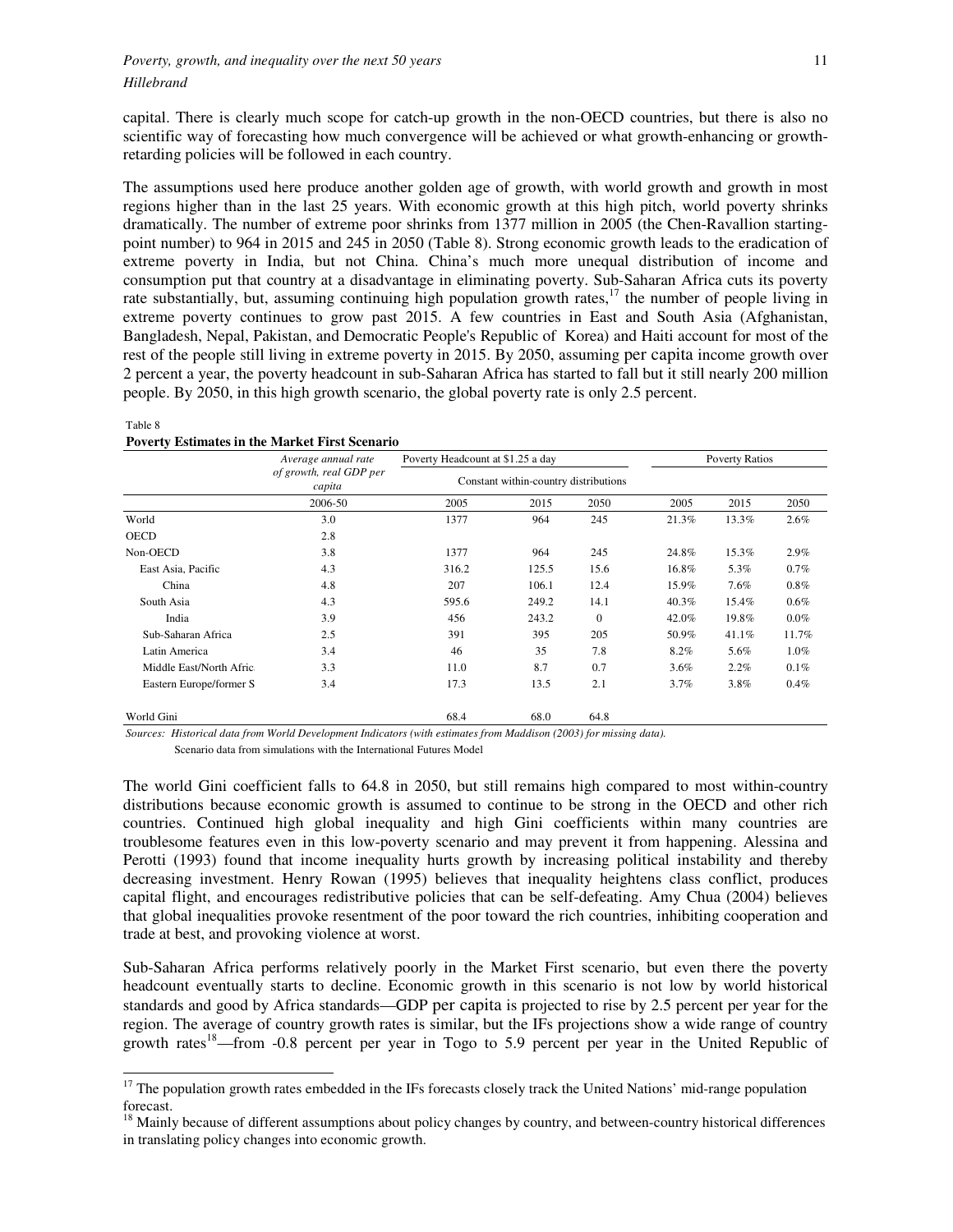capital. There is clearly much scope for catch-up growth in the non-OECD countries, but there is also no scientific way of forecasting how much convergence will be achieved or what growth-enhancing or growth-retarding policies will be followed in each country.

The assumptions used here produce another golden age of growth, with world growth and growth in most regions higher than in the last 25 years. With economic growth at this high pitch, world poverty shrinks dramatically. The number of extreme poor shrinks from 1377 million in 2005 (the Chen-Ravallion starting-point number) to 964 in 2015 and 245 in 2050 (Table 8). Strong economic growth leads to the eradication of extreme poverty in India, but not China. China's much more unequal distribution of income and consumption put that country at a disadvantage in eliminating poverty. Sub-Saharan Africa cuts its poverty rate substantially, but, assuming continuing high population growth rates,[17] the number of people living in extreme poverty continues to grow past 2015. A few countries in East and South Asia (Afghanistan, Bangladesh, Nepal, Pakistan, and Democratic People's Republic of Korea) and Haiti account for most of the rest of the people still living in extreme poverty in 2015. By 2050, assuming per capita income growth over 2 percent a year, the poverty headcount in sub-Saharan Africa has started to fall but it still nearly 200 million people. By 2050, in this high growth scenario, the global poverty rate is only 2.5 percent.

Table 8
**Poverty Estimates in the Market First Scenario**

| | *Average annual rate of growth, real GDP per capita* | Poverty Headcount at $1.25 a day | | | Poverty Ratios | | |
|---|---|---|---|---|---|---|---|
| | | Constant within-country distributions | | | | | |
| | 2006-50 | 2005 | 2015 | 2050 | 2005 | 2015 | 2050 |
| World | 3.0 | 1377 | 964 | 245 | 21.3% | 13.3% | 2.6% |
| OECD | 2.8 | | | | | | |
| Non-OECD | 3.8 | 1377 | 964 | 245 | 24.8% | 15.3% | 2.9% |
| East Asia, Pacific | 4.3 | 316.2 | 125.5 | 15.6 | 16.8% | 5.3% | 0.7% |
| China | 4.8 | 207 | 106.1 | 12.4 | 15.9% | 7.6% | 0.8% |
| South Asia | 4.3 | 595.6 | 249.2 | 14.1 | 40.3% | 15.4% | 0.6% |
| India | 3.9 | 456 | 243.2 | 0 | 42.0% | 19.8% | 0.0% |
| Sub-Saharan Africa | 2.5 | 391 | 395 | 205 | 50.9% | 41.1% | 11.7% |
| Latin America | 3.4 | 46 | 35 | 7.8 | 8.2% | 5.6% | 1.0% |
| Middle East/North Afric | 3.3 | 11.0 | 8.7 | 0.7 | 3.6% | 2.2% | 0.1% |
| Eastern Europe/former S | 3.4 | 17.3 | 13.5 | 2.1 | 3.7% | 3.8% | 0.4% |
| World Gini | | 68.4 | 68.0 | 64.8 | | | |

*Sources: Historical data from World Development Indicators (with estimates from Maddison (2003) for missing data).*
Scenario data from simulations with the International Futures Model

The world Gini coefficient falls to 64.8 in 2050, but still remains high compared to most within-country distributions because economic growth is assumed to continue to be strong in the OECD and other rich countries. Continued high global inequality and high Gini coefficients within many countries are troublesome features even in this low-poverty scenario and may prevent it from happening. Alessina and Perotti (1993) found that income inequality hurts growth by increasing political instability and thereby decreasing investment. Henry Rowan (1995) believes that inequality heightens class conflict, produces capital flight, and encourages redistributive policies that can be self-defeating. Amy Chua (2004) believes that global inequalities provoke resentment of the poor toward the rich countries, inhibiting cooperation and trade at best, and provoking violence at worst.

Sub-Saharan Africa performs relatively poorly in the Market First scenario, but even there the poverty headcount eventually starts to decline. Economic growth in this scenario is not low by world historical standards and good by Africa standards—GDP per capita is projected to rise by 2.5 percent per year for the region. The average of country growth rates is similar, but the IFs projections show a wide range of country growth rates[18]—from -0.8 percent per year in Togo to 5.9 percent per year in the United Republic of

[17] The population growth rates embedded in the IFs forecasts closely track the United Nations' mid-range population forecast.

[18] Mainly because of different assumptions about policy changes by country, and between-country historical differences in translating policy changes into economic growth.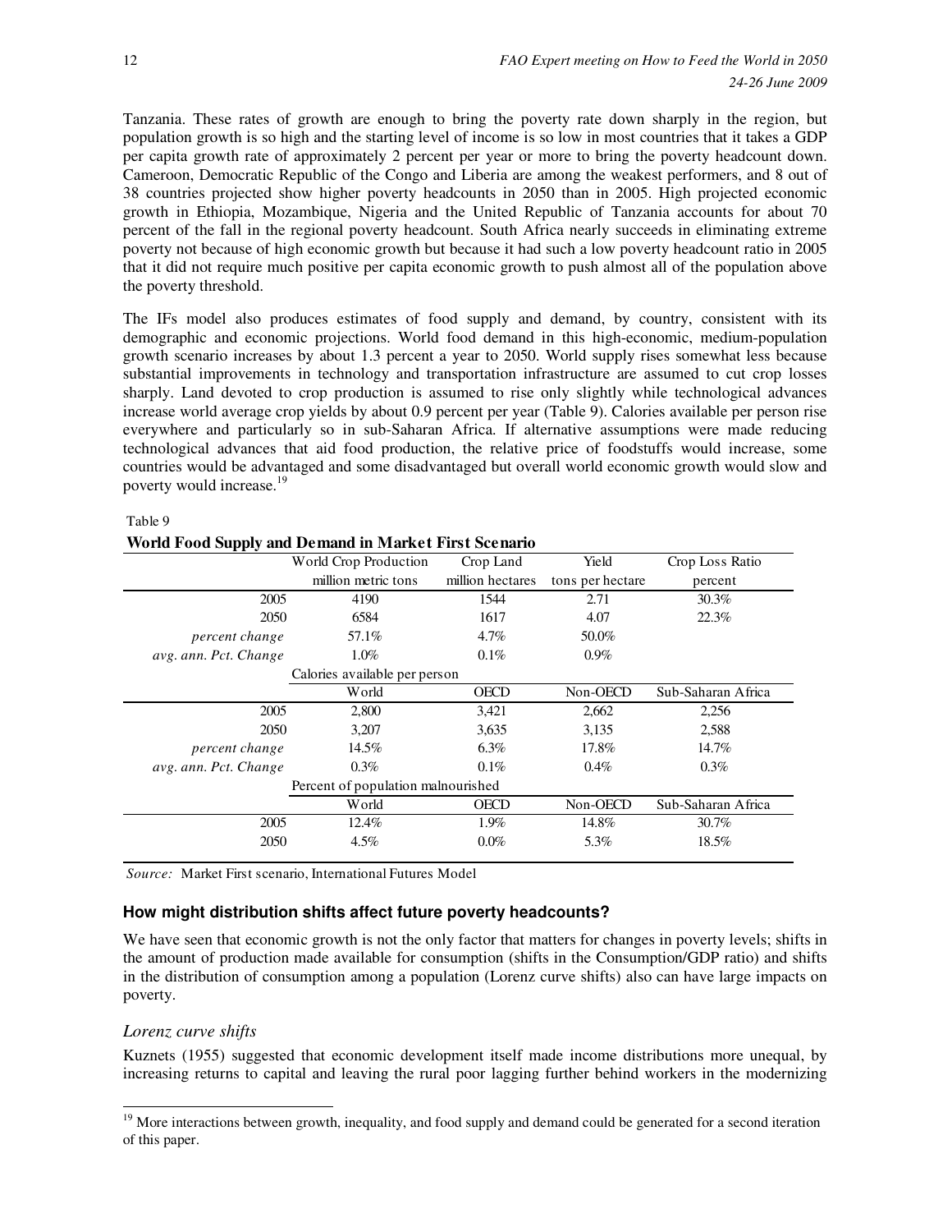Tanzania. These rates of growth are enough to bring the poverty rate down sharply in the region, but population growth is so high and the starting level of income is so low in most countries that it takes a GDP per capita growth rate of approximately 2 percent per year or more to bring the poverty headcount down. Cameroon, Democratic Republic of the Congo and Liberia are among the weakest performers, and 8 out of 38 countries projected show higher poverty headcounts in 2050 than in 2005. High projected economic growth in Ethiopia, Mozambique, Nigeria and the United Republic of Tanzania accounts for about 70 percent of the fall in the regional poverty headcount. South Africa nearly succeeds in eliminating extreme poverty not because of high economic growth but because it had such a low poverty headcount ratio in 2005 that it did not require much positive per capita economic growth to push almost all of the population above the poverty threshold.

The IFs model also produces estimates of food supply and demand, by country, consistent with its demographic and economic projections. World food demand in this high-economic, medium-population growth scenario increases by about 1.3 percent a year to 2050. World supply rises somewhat less because substantial improvements in technology and transportation infrastructure are assumed to cut crop losses sharply. Land devoted to crop production is assumed to rise only slightly while technological advances increase world average crop yields by about 0.9 percent per year (Table 9). Calories available per person rise everywhere and particularly so in sub-Saharan Africa. If alternative assumptions were made reducing technological advances that aid food production, the relative price of foodstuffs would increase, some countries would be advantaged and some disadvantaged but overall world economic growth would slow and poverty would increase.[19]

Table 9

**World Food Supply and Demand in Market First Scenario**

| | World Crop Production million metric tons | Crop Land million hectares | Yield tons per hectare | Crop Loss Ratio percent |
|---|---|---|---|---|
| 2005 | 4190 | 1544 | 2.71 | 30.3% |
| 2050 | 6584 | 1617 | 4.07 | 22.3% |
| *percent change* | 57.1% | 4.7% | 50.0% | |
| *avg. ann. Pct. Change* | 1.0% | 0.1% | 0.9% | |
| | Calories available per person | | | |
| | World | OECD | Non-OECD | Sub-Saharan Africa |
| 2005 | 2,800 | 3,421 | 2,662 | 2,256 |
| 2050 | 3,207 | 3,635 | 3,135 | 2,588 |
| *percent change* | 14.5% | 6.3% | 17.8% | 14.7% |
| *avg. ann. Pct. Change* | 0.3% | 0.1% | 0.4% | 0.3% |
| | Percent of population malnourished | | | |
| | World | OECD | Non-OECD | Sub-Saharan Africa |
| 2005 | 12.4% | 1.9% | 14.8% | 30.7% |
| 2050 | 4.5% | 0.0% | 5.3% | 18.5% |

*Source:* Market First scenario, International Futures Model

### How might distribution shifts affect future poverty headcounts?

We have seen that economic growth is not the only factor that matters for changes in poverty levels; shifts in the amount of production made available for consumption (shifts in the Consumption/GDP ratio) and shifts in the distribution of consumption among a population (Lorenz curve shifts) also can have large impacts on poverty.

#### *Lorenz curve shifts*

Kuznets (1955) suggested that economic development itself made income distributions more unequal, by increasing returns to capital and leaving the rural poor lagging further behind workers in the modernizing

[19] More interactions between growth, inequality, and food supply and demand could be generated for a second iteration of this paper.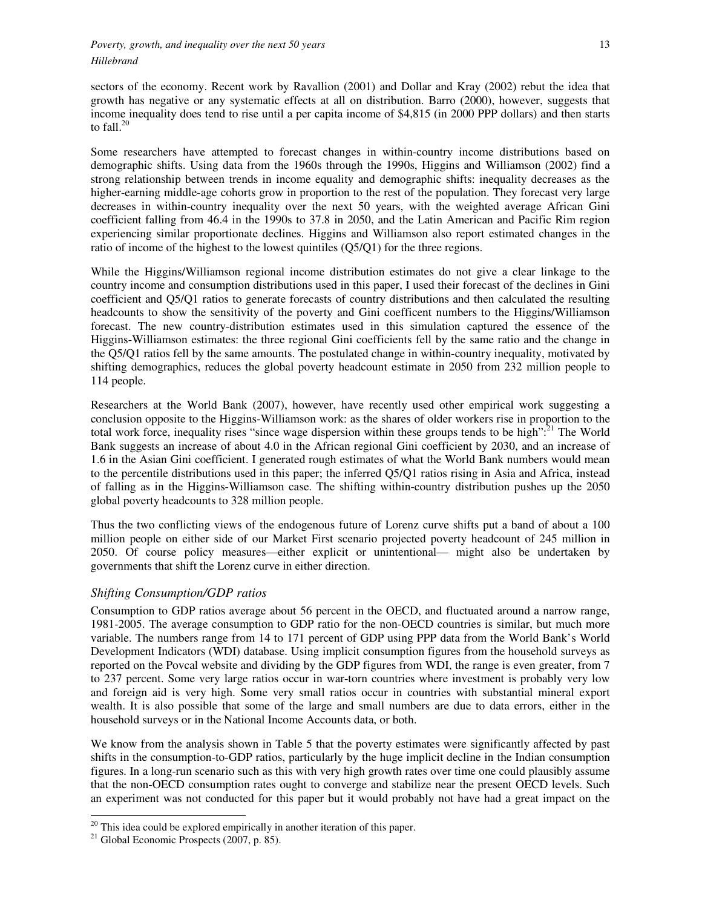sectors of the economy. Recent work by Ravallion (2001) and Dollar and Kray (2002) rebut the idea that growth has negative or any systematic effects at all on distribution. Barro (2000), however, suggests that income inequality does tend to rise until a per capita income of $4,815 (in 2000 PPP dollars) and then starts to fall.[20]

Some researchers have attempted to forecast changes in within-country income distributions based on demographic shifts. Using data from the 1960s through the 1990s, Higgins and Williamson (2002) find a strong relationship between trends in income equality and demographic shifts: inequality decreases as the higher-earning middle-age cohorts grow in proportion to the rest of the population. They forecast very large decreases in within-country inequality over the next 50 years, with the weighted average African Gini coefficient falling from 46.4 in the 1990s to 37.8 in 2050, and the Latin American and Pacific Rim region experiencing similar proportionate declines. Higgins and Williamson also report estimated changes in the ratio of income of the highest to the lowest quintiles (Q5/Q1) for the three regions.

While the Higgins/Williamson regional income distribution estimates do not give a clear linkage to the country income and consumption distributions used in this paper, I used their forecast of the declines in Gini coefficient and Q5/Q1 ratios to generate forecasts of country distributions and then calculated the resulting headcounts to show the sensitivity of the poverty and Gini coefficent numbers to the Higgins/Williamson forecast. The new country-distribution estimates used in this simulation captured the essence of the Higgins-Williamson estimates: the three regional Gini coefficients fell by the same ratio and the change in the Q5/Q1 ratios fell by the same amounts. The postulated change in within-country inequality, motivated by shifting demographics, reduces the global poverty headcount estimate in 2050 from 232 million people to 114 people.

Researchers at the World Bank (2007), however, have recently used other empirical work suggesting a conclusion opposite to the Higgins-Williamson work: as the shares of older workers rise in proportion to the total work force, inequality rises "since wage dispersion within these groups tends to be high":[21] The World Bank suggests an increase of about 4.0 in the African regional Gini coefficient by 2030, and an increase of 1.6 in the Asian Gini coefficient. I generated rough estimates of what the World Bank numbers would mean to the percentile distributions used in this paper; the inferred Q5/Q1 ratios rising in Asia and Africa, instead of falling as in the Higgins-Williamson case. The shifting within-country distribution pushes up the 2050 global poverty headcounts to 328 million people.

Thus the two conflicting views of the endogenous future of Lorenz curve shifts put a band of about a 100 million people on either side of our Market First scenario projected poverty headcount of 245 million in 2050. Of course policy measures—either explicit or unintentional— might also be undertaken by governments that shift the Lorenz curve in either direction.

### *Shifting Consumption/GDP ratios*

Consumption to GDP ratios average about 56 percent in the OECD, and fluctuated around a narrow range, 1981-2005. The average consumption to GDP ratio for the non-OECD countries is similar, but much more variable. The numbers range from 14 to 171 percent of GDP using PPP data from the World Bank's World Development Indicators (WDI) database. Using implicit consumption figures from the household surveys as reported on the Povcal website and dividing by the GDP figures from WDI, the range is even greater, from 7 to 237 percent. Some very large ratios occur in war-torn countries where investment is probably very low and foreign aid is very high. Some very small ratios occur in countries with substantial mineral export wealth. It is also possible that some of the large and small numbers are due to data errors, either in the household surveys or in the National Income Accounts data, or both.

We know from the analysis shown in Table 5 that the poverty estimates were significantly affected by past shifts in the consumption-to-GDP ratios, particularly by the huge implicit decline in the Indian consumption figures. In a long-run scenario such as this with very high growth rates over time one could plausibly assume that the non-OECD consumption rates ought to converge and stabilize near the present OECD levels. Such an experiment was not conducted for this paper but it would probably not have had a great impact on the

---

[20] This idea could be explored empirically in another iteration of this paper.

[21] Global Economic Prospects (2007, p. 85).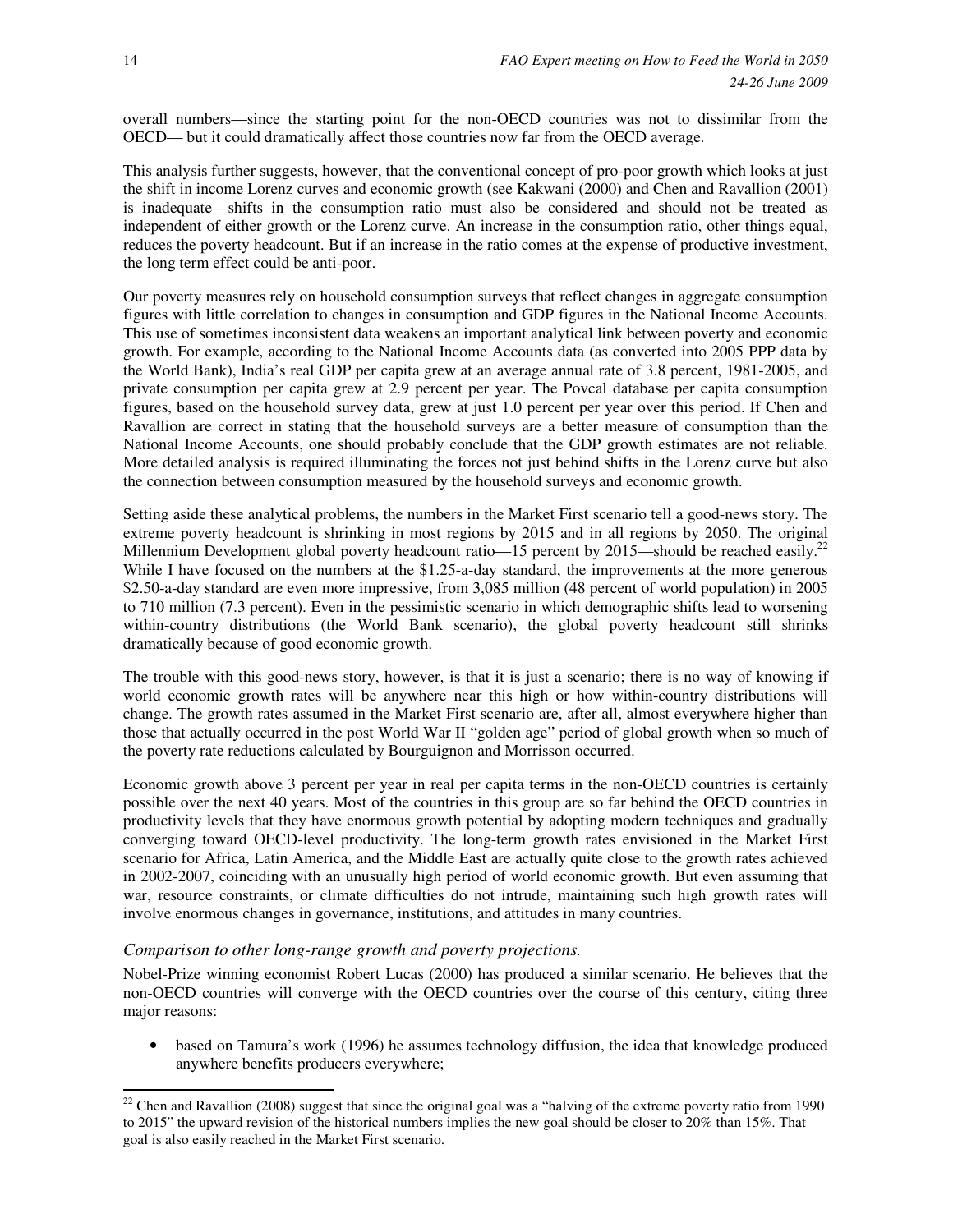overall numbers—since the starting point for the non-OECD countries was not to dissimilar from the OECD— but it could dramatically affect those countries now far from the OECD average.

This analysis further suggests, however, that the conventional concept of pro-poor growth which looks at just the shift in income Lorenz curves and economic growth (see Kakwani (2000) and Chen and Ravallion (2001) is inadequate—shifts in the consumption ratio must also be considered and should not be treated as independent of either growth or the Lorenz curve. An increase in the consumption ratio, other things equal, reduces the poverty headcount. But if an increase in the ratio comes at the expense of productive investment, the long term effect could be anti-poor.

Our poverty measures rely on household consumption surveys that reflect changes in aggregate consumption figures with little correlation to changes in consumption and GDP figures in the National Income Accounts. This use of sometimes inconsistent data weakens an important analytical link between poverty and economic growth. For example, according to the National Income Accounts data (as converted into 2005 PPP data by the World Bank), India's real GDP per capita grew at an average annual rate of 3.8 percent, 1981-2005, and private consumption per capita grew at 2.9 percent per year. The Povcal database per capita consumption figures, based on the household survey data, grew at just 1.0 percent per year over this period. If Chen and Ravallion are correct in stating that the household surveys are a better measure of consumption than the National Income Accounts, one should probably conclude that the GDP growth estimates are not reliable. More detailed analysis is required illuminating the forces not just behind shifts in the Lorenz curve but also the connection between consumption measured by the household surveys and economic growth.

Setting aside these analytical problems, the numbers in the Market First scenario tell a good-news story. The extreme poverty headcount is shrinking in most regions by 2015 and in all regions by 2050. The original Millennium Development global poverty headcount ratio—15 percent by 2015—should be reached easily.[22] While I have focused on the numbers at the $1.25-a-day standard, the improvements at the more generous $2.50-a-day standard are even more impressive, from 3,085 million (48 percent of world population) in 2005 to 710 million (7.3 percent). Even in the pessimistic scenario in which demographic shifts lead to worsening within-country distributions (the World Bank scenario), the global poverty headcount still shrinks dramatically because of good economic growth.

The trouble with this good-news story, however, is that it is just a scenario; there is no way of knowing if world economic growth rates will be anywhere near this high or how within-country distributions will change. The growth rates assumed in the Market First scenario are, after all, almost everywhere higher than those that actually occurred in the post World War II "golden age" period of global growth when so much of the poverty rate reductions calculated by Bourguignon and Morrisson occurred.

Economic growth above 3 percent per year in real per capita terms in the non-OECD countries is certainly possible over the next 40 years. Most of the countries in this group are so far behind the OECD countries in productivity levels that they have enormous growth potential by adopting modern techniques and gradually converging toward OECD-level productivity. The long-term growth rates envisioned in the Market First scenario for Africa, Latin America, and the Middle East are actually quite close to the growth rates achieved in 2002-2007, coinciding with an unusually high period of world economic growth. But even assuming that war, resource constraints, or climate difficulties do not intrude, maintaining such high growth rates will involve enormous changes in governance, institutions, and attitudes in many countries.

### *Comparison to other long-range growth and poverty projections.*

Nobel-Prize winning economist Robert Lucas (2000) has produced a similar scenario. He believes that the non-OECD countries will converge with the OECD countries over the course of this century, citing three major reasons:

- based on Tamura's work (1996) he assumes technology diffusion, the idea that knowledge produced anywhere benefits producers everywhere;

---

[22] Chen and Ravallion (2008) suggest that since the original goal was a "halving of the extreme poverty ratio from 1990 to 2015" the upward revision of the historical numbers implies the new goal should be closer to 20% than 15%. That goal is also easily reached in the Market First scenario.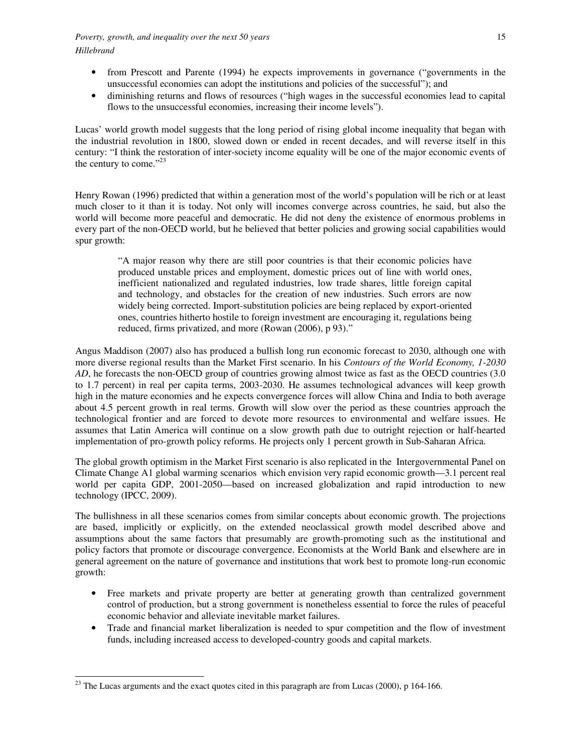- from Prescott and Parente (1994) he expects improvements in governance ("governments in the unsuccessful economies can adopt the institutions and policies of the successful"); and
- diminishing returns and flows of resources ("high wages in the successful economies lead to capital flows to the unsuccessful economies, increasing their income levels").

Lucas' world growth model suggests that the long period of rising global income inequality that began with the industrial revolution in 1800, slowed down or ended in recent decades, and will reverse itself in this century: "I think the restoration of inter-society income equality will be one of the major economic events of the century to come."[23]

Henry Rowan (1996) predicted that within a generation most of the world's population will be rich or at least much closer to it than it is today. Not only will incomes converge across countries, he said, but also the world will become more peaceful and democratic. He did not deny the existence of enormous problems in every part of the non-OECD world, but he believed that better policies and growing social capabilities would spur growth:

> "A major reason why there are still poor countries is that their economic policies have produced unstable prices and employment, domestic prices out of line with world ones, inefficient nationalized and regulated industries, low trade shares, little foreign capital and technology, and obstacles for the creation of new industries. Such errors are now widely being corrected. Import-substitution policies are being replaced by export-oriented ones, countries hitherto hostile to foreign investment are encouraging it, regulations being reduced, firms privatized, and more (Rowan (2006), p 93)."

Angus Maddison (2007) also has produced a bullish long run economic forecast to 2030, although one with more diverse regional results than the Market First scenario. In his *Contours of the World Economy, 1-2030 AD*, he forecasts the non-OECD group of countries growing almost twice as fast as the OECD countries (3.0 to 1.7 percent) in real per capita terms, 2003-2030. He assumes technological advances will keep growth high in the mature economies and he expects convergence forces will allow China and India to both average about 4.5 percent growth in real terms. Growth will slow over the period as these countries approach the technological frontier and are forced to devote more resources to environmental and welfare issues. He assumes that Latin America will continue on a slow growth path due to outright rejection or half-hearted implementation of pro-growth policy reforms. He projects only 1 percent growth in Sub-Saharan Africa.

The global growth optimism in the Market First scenario is also replicated in the Intergovernmental Panel on Climate Change A1 global warming scenarios which envision very rapid economic growth—3.1 percent real world per capita GDP, 2001-2050—based on increased globalization and rapid introduction to new technology (IPCC, 2009).

The bullishness in all these scenarios comes from similar concepts about economic growth. The projections are based, implicitly or explicitly, on the extended neoclassical growth model described above and assumptions about the same factors that presumably are growth-promoting such as the institutional and policy factors that promote or discourage convergence. Economists at the World Bank and elsewhere are in general agreement on the nature of governance and institutions that work best to promote long-run economic growth:

- Free markets and private property are better at generating growth than centralized government control of production, but a strong government is nonetheless essential to force the rules of peaceful economic behavior and alleviate inevitable market failures.
- Trade and financial market liberalization is needed to spur competition and the flow of investment funds, including increased access to developed-country goods and capital markets.

[23] The Lucas arguments and the exact quotes cited in this paragraph are from Lucas (2000), p 164-166.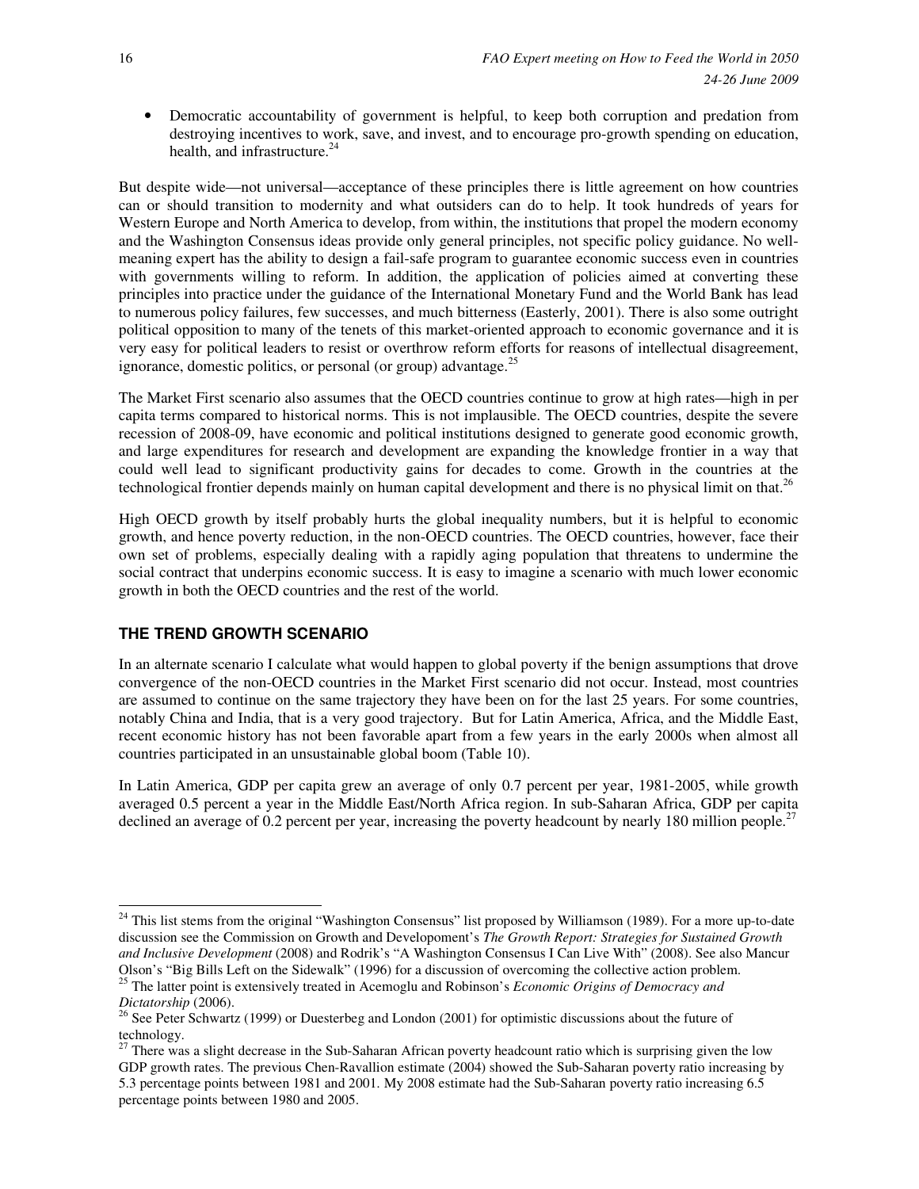- Democratic accountability of government is helpful, to keep both corruption and predation from destroying incentives to work, save, and invest, and to encourage pro-growth spending on education, health, and infrastructure.[24]

But despite wide—not universal—acceptance of these principles there is little agreement on how countries can or should transition to modernity and what outsiders can do to help. It took hundreds of years for Western Europe and North America to develop, from within, the institutions that propel the modern economy and the Washington Consensus ideas provide only general principles, not specific policy guidance. No well-meaning expert has the ability to design a fail-safe program to guarantee economic success even in countries with governments willing to reform. In addition, the application of policies aimed at converting these principles into practice under the guidance of the International Monetary Fund and the World Bank has lead to numerous policy failures, few successes, and much bitterness (Easterly, 2001). There is also some outright political opposition to many of the tenets of this market-oriented approach to economic governance and it is very easy for political leaders to resist or overthrow reform efforts for reasons of intellectual disagreement, ignorance, domestic politics, or personal (or group) advantage.[25]

The Market First scenario also assumes that the OECD countries continue to grow at high rates—high in per capita terms compared to historical norms. This is not implausible. The OECD countries, despite the severe recession of 2008-09, have economic and political institutions designed to generate good economic growth, and large expenditures for research and development are expanding the knowledge frontier in a way that could well lead to significant productivity gains for decades to come. Growth in the countries at the technological frontier depends mainly on human capital development and there is no physical limit on that.[26]

High OECD growth by itself probably hurts the global inequality numbers, but it is helpful to economic growth, and hence poverty reduction, in the non-OECD countries. The OECD countries, however, face their own set of problems, especially dealing with a rapidly aging population that threatens to undermine the social contract that underpins economic success. It is easy to imagine a scenario with much lower economic growth in both the OECD countries and the rest of the world.

## THE TREND GROWTH SCENARIO

In an alternate scenario I calculate what would happen to global poverty if the benign assumptions that drove convergence of the non-OECD countries in the Market First scenario did not occur. Instead, most countries are assumed to continue on the same trajectory they have been on for the last 25 years. For some countries, notably China and India, that is a very good trajectory. But for Latin America, Africa, and the Middle East, recent economic history has not been favorable apart from a few years in the early 2000s when almost all countries participated in an unsustainable global boom (Table 10).

In Latin America, GDP per capita grew an average of only 0.7 percent per year, 1981-2005, while growth averaged 0.5 percent a year in the Middle East/North Africa region. In sub-Saharan Africa, GDP per capita declined an average of 0.2 percent per year, increasing the poverty headcount by nearly 180 million people.[27]

---

[24] This list stems from the original "Washington Consensus" list proposed by Williamson (1989). For a more up-to-date discussion see the Commission on Growth and Developoment's *The Growth Report: Strategies for Sustained Growth and Inclusive Development* (2008) and Rodrik's "A Washington Consensus I Can Live With" (2008). See also Mancur Olson's "Big Bills Left on the Sidewalk" (1996) for a discussion of overcoming the collective action problem.

[25] The latter point is extensively treated in Acemoglu and Robinson's *Economic Origins of Democracy and Dictatorship* (2006).

[26] See Peter Schwartz (1999) or Duesterbeg and London (2001) for optimistic discussions about the future of technology.

[27] There was a slight decrease in the Sub-Saharan African poverty headcount ratio which is surprising given the low GDP growth rates. The previous Chen-Ravallion estimate (2004) showed the Sub-Saharan poverty ratio increasing by 5.3 percentage points between 1981 and 2001. My 2008 estimate had the Sub-Saharan poverty ratio increasing 6.5 percentage points between 1980 and 2005.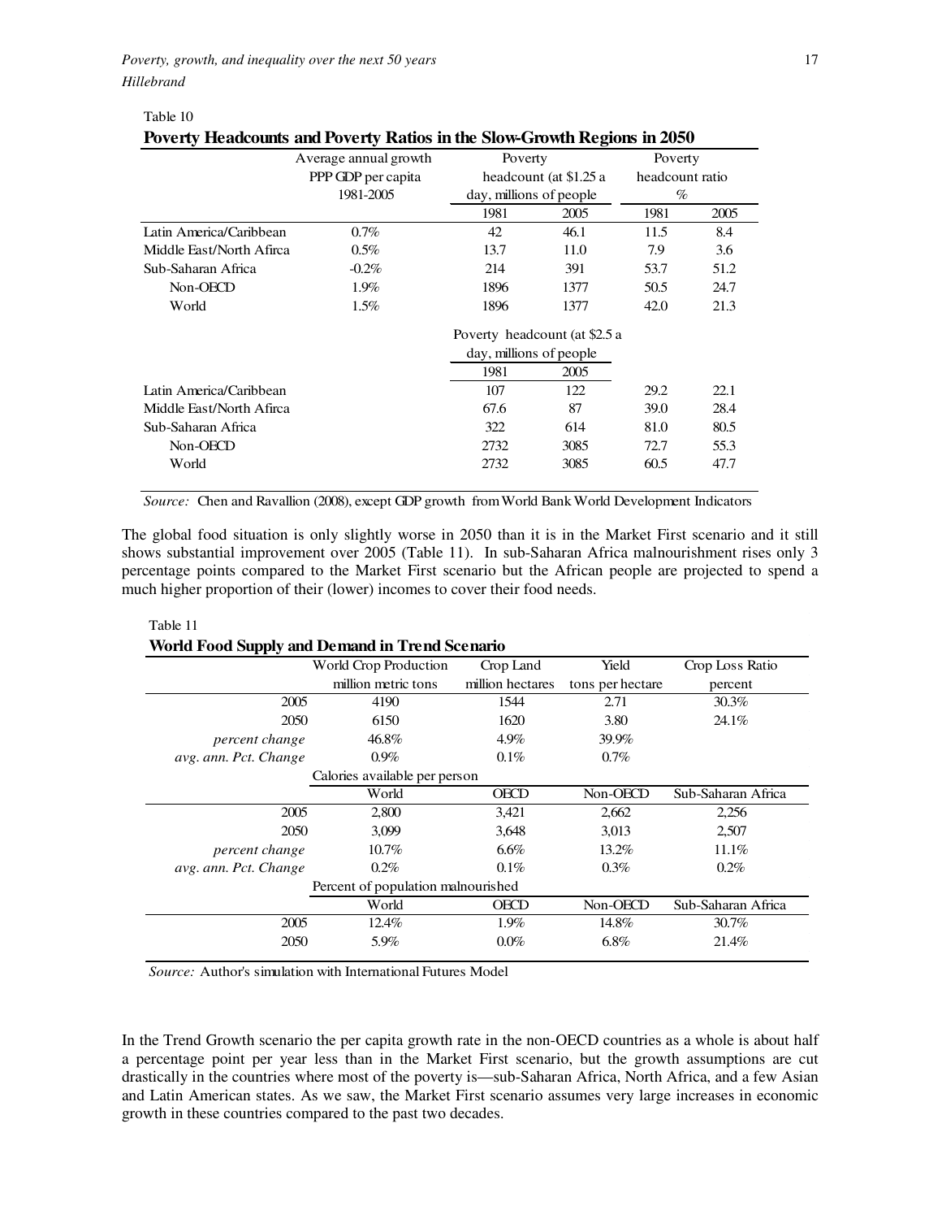Table 10

**Poverty Headcounts and Poverty Ratios in the Slow-Growth Regions in 2050**

| | Average annual growth PPP GDP per capita 1981-2005 | Poverty headcount (at $1.25 a day, millions of people | | Poverty headcount ratio % | |
|---|---|---|---|---|---|
| | | 1981 | 2005 | 1981 | 2005 |
| Latin America/Caribbean | 0.7% | 42 | 46.1 | 11.5 | 8.4 |
| Middle East/North Afirca | 0.5% | 13.7 | 11.0 | 7.9 | 3.6 |
| Sub-Saharan Africa | -0.2% | 214 | 391 | 53.7 | 51.2 |
| Non-OECD | 1.9% | 1896 | 1377 | 50.5 | 24.7 |
| World | 1.5% | 1896 | 1377 | 42.0 | 21.3 |
| | | Poverty headcount (at $2.5 a day, millions of people | | | |
| | | 1981 | 2005 | | |
| Latin America/Caribbean | | 107 | 122 | 29.2 | 22.1 |
| Middle East/North Afirca | | 67.6 | 87 | 39.0 | 28.4 |
| Sub-Saharan Africa | | 322 | 614 | 81.0 | 80.5 |
| Non-OECD | | 2732 | 3085 | 72.7 | 55.3 |
| World | | 2732 | 3085 | 60.5 | 47.7 |

*Source:* Chen and Ravallion (2008), except GDP growth from World Bank World Development Indicators

The global food situation is only slightly worse in 2050 than it is in the Market First scenario and it still shows substantial improvement over 2005 (Table 11). In sub-Saharan Africa malnourishment rises only 3 percentage points compared to the Market First scenario but the African people are projected to spend a much higher proportion of their (lower) incomes to cover their food needs.

Table 11

**World Food Supply and Demand in Trend Scenario**

| | World Crop Production million metric tons | Crop Land million hectares | Yield tons per hectare | Crop Loss Ratio percent |
|---|---|---|---|---|
| 2005 | 4190 | 1544 | 2.71 | 30.3% |
| 2050 | 6150 | 1620 | 3.80 | 24.1% |
| *percent change* | 46.8% | 4.9% | 39.9% | |
| *avg. ann. Pct. Change* | 0.9% | 0.1% | 0.7% | |
| | Calories available per person | | | |
| | World | OECD | Non-OECD | Sub-Saharan Africa |
| 2005 | 2,800 | 3,421 | 2,662 | 2,256 |
| 2050 | 3,099 | 3,648 | 3,013 | 2,507 |
| *percent change* | 10.7% | 6.6% | 13.2% | 11.1% |
| *avg. ann. Pct. Change* | 0.2% | 0.1% | 0.3% | 0.2% |
| | Percent of population malnourished | | | |
| | World | OECD | Non-OECD | Sub-Saharan Africa |
| 2005 | 12.4% | 1.9% | 14.8% | 30.7% |
| 2050 | 5.9% | 0.0% | 6.8% | 21.4% |

*Source:* Author's simulation with International Futures Model

In the Trend Growth scenario the per capita growth rate in the non-OECD countries as a whole is about half a percentage point per year less than in the Market First scenario, but the growth assumptions are cut drastically in the countries where most of the poverty is—sub-Saharan Africa, North Africa, and a few Asian and Latin American states. As we saw, the Market First scenario assumes very large increases in economic growth in these countries compared to the past two decades.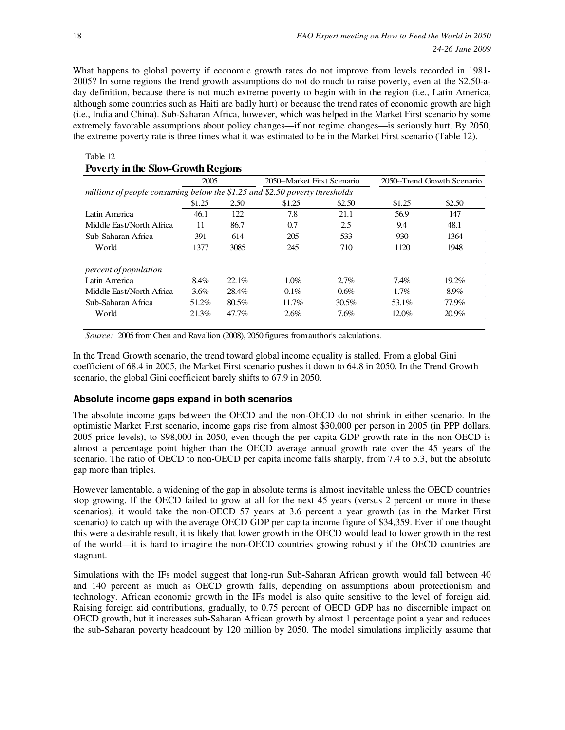What happens to global poverty if economic growth rates do not improve from levels recorded in 1981-2005? In some regions the trend growth assumptions do not do much to raise poverty, even at the $2.50-a-day definition, because there is not much extreme poverty to begin with in the region (i.e., Latin America, although some countries such as Haiti are badly hurt) or because the trend rates of economic growth are high (i.e., India and China). Sub-Saharan Africa, however, which was helped in the Market First scenario by some extremely favorable assumptions about policy changes—if not regime changes—is seriously hurt. By 2050, the extreme poverty rate is three times what it was estimated to be in the Market First scenario (Table 12).

Table 12

**Poverty in the Slow-Growth Regions**

| | 2005 | | 2050--Market First Scenario | | 2050--Trend Growth Scenario | |
|---|---|---|---|---|---|---|
| *millions of people consuming below the $1.25 and $2.50 poverty thresholds* | | | | | | |
| | $1.25 | 2.50 | $1.25 | $2.50 | $1.25 | $2.50 |
| Latin America | 46.1 | 122 | 7.8 | 21.1 | 56.9 | 147 |
| Middle East/North Africa | 11 | 86.7 | 0.7 | 2.5 | 9.4 | 48.1 |
| Sub-Saharan Africa | 391 | 614 | 205 | 533 | 930 | 1364 |
| World | 1377 | 3085 | 245 | 710 | 1120 | 1948 |
| *percent of population* | | | | | | |
| Latin America | 8.4% | 22.1% | 1.0% | 2.7% | 7.4% | 19.2% |
| Middle East/North Africa | 3.6% | 28.4% | 0.1% | 0.6% | 1.7% | 8.9% |
| Sub-Saharan Africa | 51.2% | 80.5% | 11.7% | 30.5% | 53.1% | 77.9% |
| World | 21.3% | 47.7% | 2.6% | 7.6% | 12.0% | 20.9% |

*Source:* 2005 from Chen and Ravallion (2008), 2050 figures from author's calculations.

In the Trend Growth scenario, the trend toward global income equality is stalled. From a global Gini coefficient of 68.4 in 2005, the Market First scenario pushes it down to 64.8 in 2050. In the Trend Growth scenario, the global Gini coefficient barely shifts to 67.9 in 2050.

### Absolute income gaps expand in both scenarios

The absolute income gaps between the OECD and the non-OECD do not shrink in either scenario. In the optimistic Market First scenario, income gaps rise from almost $30,000 per person in 2005 (in PPP dollars, 2005 price levels), to $98,000 in 2050, even though the per capita GDP growth rate in the non-OECD is almost a percentage point higher than the OECD average annual growth rate over the 45 years of the scenario. The ratio of OECD to non-OECD per capita income falls sharply, from 7.4 to 5.3, but the absolute gap more than triples.

However lamentable, a widening of the gap in absolute terms is almost inevitable unless the OECD countries stop growing. If the OECD failed to grow at all for the next 45 years (versus 2 percent or more in these scenarios), it would take the non-OECD 57 years at 3.6 percent a year growth (as in the Market First scenario) to catch up with the average OECD GDP per capita income figure of $34,359. Even if one thought this were a desirable result, it is likely that lower growth in the OECD would lead to lower growth in the rest of the world—it is hard to imagine the non-OECD countries growing robustly if the OECD countries are stagnant.

Simulations with the IFs model suggest that long-run Sub-Saharan African growth would fall between 40 and 140 percent as much as OECD growth falls, depending on assumptions about protectionism and technology. African economic growth in the IFs model is also quite sensitive to the level of foreign aid. Raising foreign aid contributions, gradually, to 0.75 percent of OECD GDP has no discernible impact on OECD growth, but it increases sub-Saharan African growth by almost 1 percentage point a year and reduces the sub-Saharan poverty headcount by 120 million by 2050. The model simulations implicitly assume that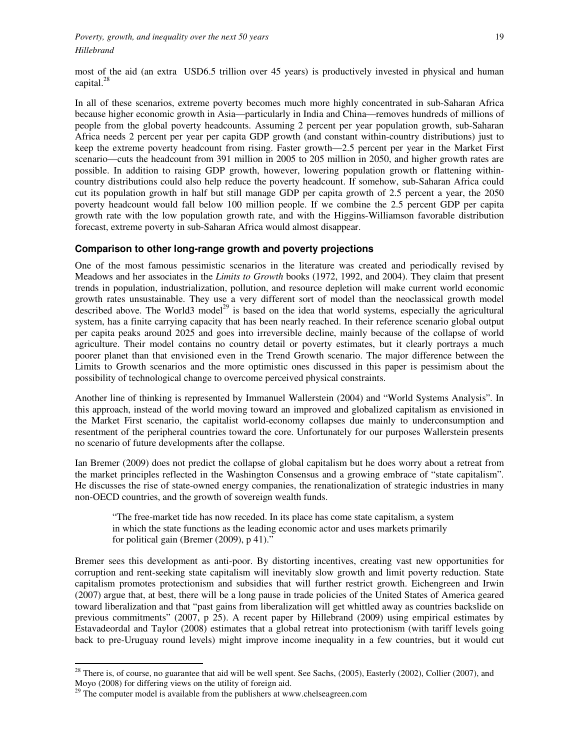most of the aid (an extra USD6.5 trillion over 45 years) is productively invested in physical and human capital.[28]

In all of these scenarios, extreme poverty becomes much more highly concentrated in sub-Saharan Africa because higher economic growth in Asia—particularly in India and China—removes hundreds of millions of people from the global poverty headcounts. Assuming 2 percent per year population growth, sub-Saharan Africa needs 2 percent per year per capita GDP growth (and constant within-country distributions) just to keep the extreme poverty headcount from rising. Faster growth—2.5 percent per year in the Market First scenario—cuts the headcount from 391 million in 2005 to 205 million in 2050, and higher growth rates are possible. In addition to raising GDP growth, however, lowering population growth or flattening within-country distributions could also help reduce the poverty headcount. If somehow, sub-Saharan Africa could cut its population growth in half but still manage GDP per capita growth of 2.5 percent a year, the 2050 poverty headcount would fall below 100 million people. If we combine the 2.5 percent GDP per capita growth rate with the low population growth rate, and with the Higgins-Williamson favorable distribution forecast, extreme poverty in sub-Saharan Africa would almost disappear.

### Comparison to other long-range growth and poverty projections

One of the most famous pessimistic scenarios in the literature was created and periodically revised by Meadows and her associates in the *Limits to Growth* books (1972, 1992, and 2004). They claim that present trends in population, industrialization, pollution, and resource depletion will make current world economic growth rates unsustainable. They use a very different sort of model than the neoclassical growth model described above. The World3 model[29] is based on the idea that world systems, especially the agricultural system, has a finite carrying capacity that has been nearly reached. In their reference scenario global output per capita peaks around 2025 and goes into irreversible decline, mainly because of the collapse of world agriculture. Their model contains no country detail or poverty estimates, but it clearly portrays a much poorer planet than that envisioned even in the Trend Growth scenario. The major difference between the Limits to Growth scenarios and the more optimistic ones discussed in this paper is pessimism about the possibility of technological change to overcome perceived physical constraints.

Another line of thinking is represented by Immanuel Wallerstein (2004) and "World Systems Analysis". In this approach, instead of the world moving toward an improved and globalized capitalism as envisioned in the Market First scenario, the capitalist world-economy collapses due mainly to underconsumption and resentment of the peripheral countries toward the core. Unfortunately for our purposes Wallerstein presents no scenario of future developments after the collapse.

Ian Bremer (2009) does not predict the collapse of global capitalism but he does worry about a retreat from the market principles reflected in the Washington Consensus and a growing embrace of "state capitalism". He discusses the rise of state-owned energy companies, the renationalization of strategic industries in many non-OECD countries, and the growth of sovereign wealth funds.

> "The free-market tide has now receded. In its place has come state capitalism, a system in which the state functions as the leading economic actor and uses markets primarily for political gain (Bremer (2009), p 41)."

Bremer sees this development as anti-poor. By distorting incentives, creating vast new opportunities for corruption and rent-seeking state capitalism will inevitably slow growth and limit poverty reduction. State capitalism promotes protectionism and subsidies that will further restrict growth. Eichengreen and Irwin (2007) argue that, at best, there will be a long pause in trade policies of the United States of America geared toward liberalization and that "past gains from liberalization will get whittled away as countries backslide on previous commitments" (2007, p 25). A recent paper by Hillebrand (2009) using empirical estimates by Estavadeordal and Taylor (2008) estimates that a global retreat into protectionism (with tariff levels going back to pre-Uruguay round levels) might improve income inequality in a few countries, but it would cut

---

[28] There is, of course, no guarantee that aid will be well spent. See Sachs, (2005), Easterly (2002), Collier (2007), and Moyo (2008) for differing views on the utility of foreign aid.

[29] The computer model is available from the publishers at www.chelseagreen.com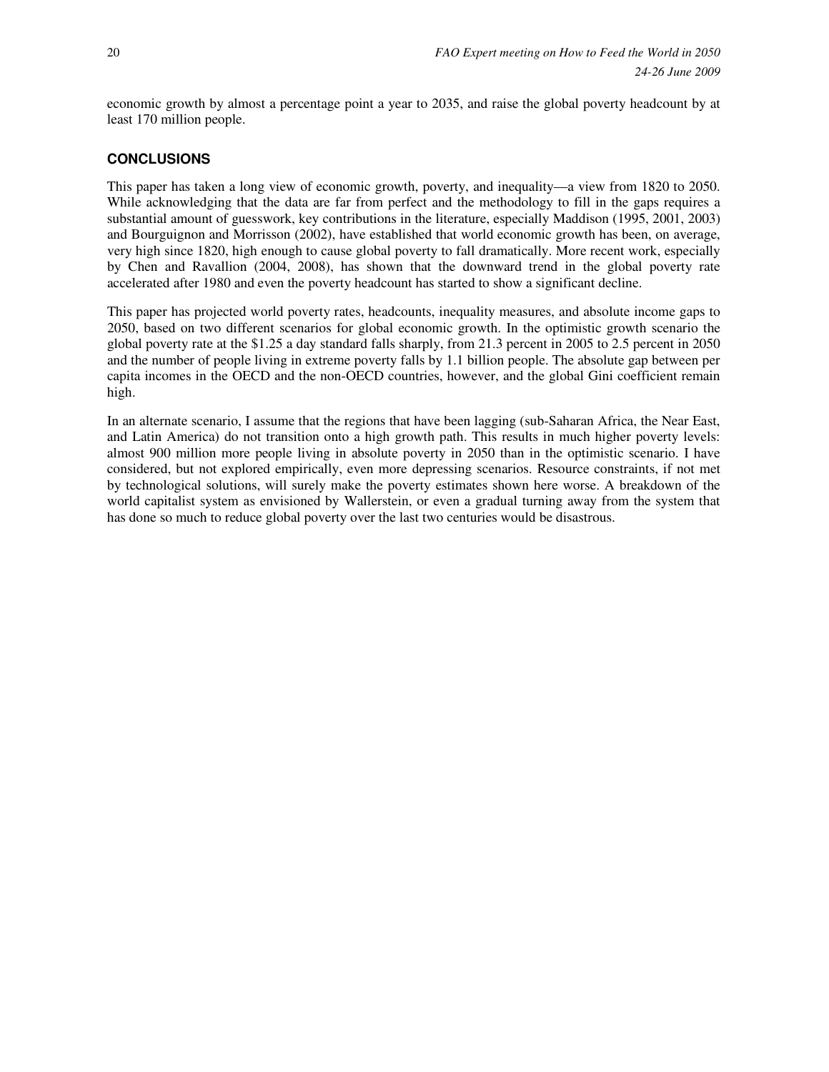economic growth by almost a percentage point a year to 2035, and raise the global poverty headcount by at least 170 million people.

## CONCLUSIONS

This paper has taken a long view of economic growth, poverty, and inequality—a view from 1820 to 2050. While acknowledging that the data are far from perfect and the methodology to fill in the gaps requires a substantial amount of guesswork, key contributions in the literature, especially Maddison (1995, 2001, 2003) and Bourguignon and Morrisson (2002), have established that world economic growth has been, on average, very high since 1820, high enough to cause global poverty to fall dramatically. More recent work, especially by Chen and Ravallion (2004, 2008), has shown that the downward trend in the global poverty rate accelerated after 1980 and even the poverty headcount has started to show a significant decline.

This paper has projected world poverty rates, headcounts, inequality measures, and absolute income gaps to 2050, based on two different scenarios for global economic growth. In the optimistic growth scenario the global poverty rate at the $1.25 a day standard falls sharply, from 21.3 percent in 2005 to 2.5 percent in 2050 and the number of people living in extreme poverty falls by 1.1 billion people. The absolute gap between per capita incomes in the OECD and the non-OECD countries, however, and the global Gini coefficient remain high.

In an alternate scenario, I assume that the regions that have been lagging (sub-Saharan Africa, the Near East, and Latin America) do not transition onto a high growth path. This results in much higher poverty levels: almost 900 million more people living in absolute poverty in 2050 than in the optimistic scenario. I have considered, but not explored empirically, even more depressing scenarios. Resource constraints, if not met by technological solutions, will surely make the poverty estimates shown here worse. A breakdown of the world capitalist system as envisioned by Wallerstein, or even a gradual turning away from the system that has done so much to reduce global poverty over the last two centuries would be disastrous.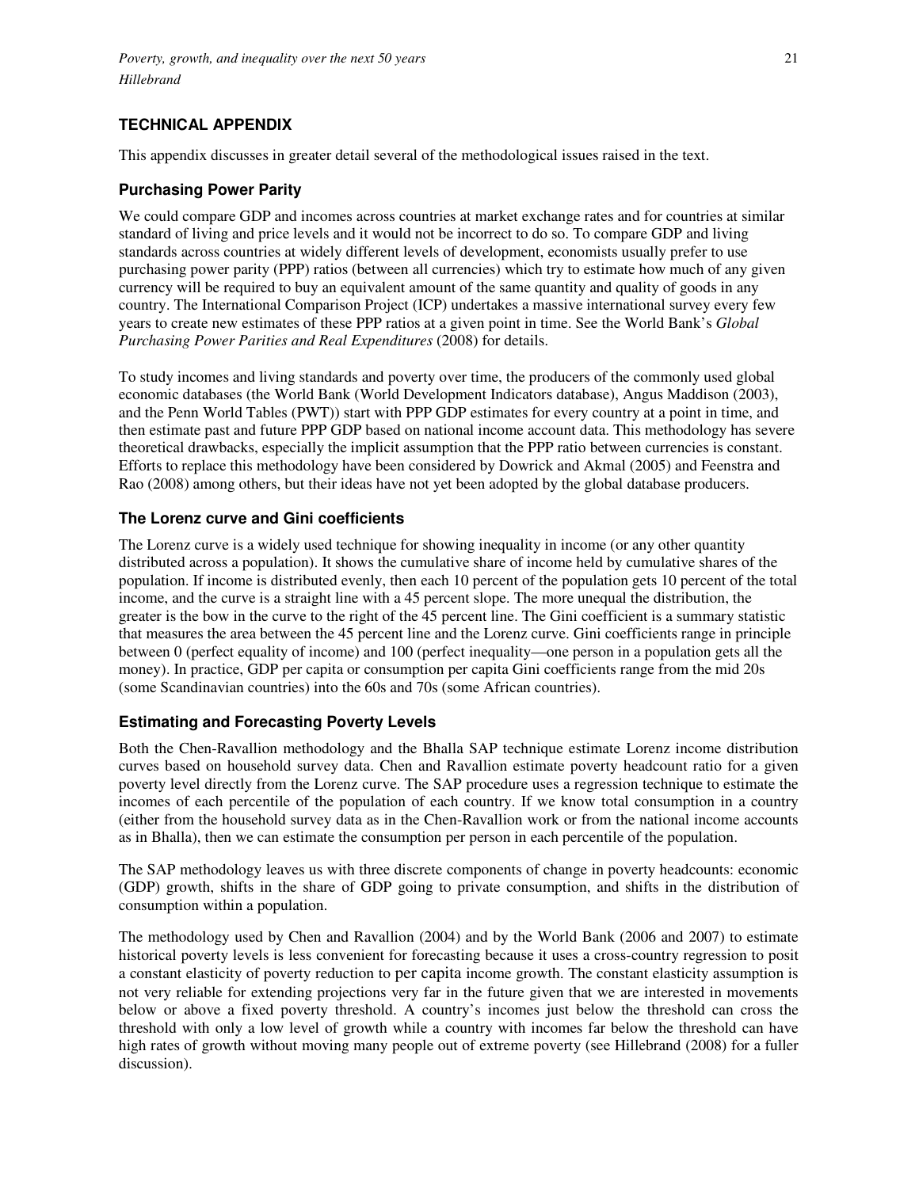## TECHNICAL APPENDIX

This appendix discusses in greater detail several of the methodological issues raised in the text.

### Purchasing Power Parity

We could compare GDP and incomes across countries at market exchange rates and for countries at similar standard of living and price levels and it would not be incorrect to do so. To compare GDP and living standards across countries at widely different levels of development, economists usually prefer to use purchasing power parity (PPP) ratios (between all currencies) which try to estimate how much of any given currency will be required to buy an equivalent amount of the same quantity and quality of goods in any country. The International Comparison Project (ICP) undertakes a massive international survey every few years to create new estimates of these PPP ratios at a given point in time. See the World Bank's *Global Purchasing Power Parities and Real Expenditures* (2008) for details.

To study incomes and living standards and poverty over time, the producers of the commonly used global economic databases (the World Bank (World Development Indicators database), Angus Maddison (2003), and the Penn World Tables (PWT)) start with PPP GDP estimates for every country at a point in time, and then estimate past and future PPP GDP based on national income account data. This methodology has severe theoretical drawbacks, especially the implicit assumption that the PPP ratio between currencies is constant. Efforts to replace this methodology have been considered by Dowrick and Akmal (2005) and Feenstra and Rao (2008) among others, but their ideas have not yet been adopted by the global database producers.

### The Lorenz curve and Gini coefficients

The Lorenz curve is a widely used technique for showing inequality in income (or any other quantity distributed across a population). It shows the cumulative share of income held by cumulative shares of the population. If income is distributed evenly, then each 10 percent of the population gets 10 percent of the total income, and the curve is a straight line with a 45 percent slope. The more unequal the distribution, the greater is the bow in the curve to the right of the 45 percent line. The Gini coefficient is a summary statistic that measures the area between the 45 percent line and the Lorenz curve. Gini coefficients range in principle between 0 (perfect equality of income) and 100 (perfect inequality—one person in a population gets all the money). In practice, GDP per capita or consumption per capita Gini coefficients range from the mid 20s (some Scandinavian countries) into the 60s and 70s (some African countries).

### Estimating and Forecasting Poverty Levels

Both the Chen-Ravallion methodology and the Bhalla SAP technique estimate Lorenz income distribution curves based on household survey data. Chen and Ravallion estimate poverty headcount ratio for a given poverty level directly from the Lorenz curve. The SAP procedure uses a regression technique to estimate the incomes of each percentile of the population of each country. If we know total consumption in a country (either from the household survey data as in the Chen-Ravallion work or from the national income accounts as in Bhalla), then we can estimate the consumption per person in each percentile of the population.

The SAP methodology leaves us with three discrete components of change in poverty headcounts: economic (GDP) growth, shifts in the share of GDP going to private consumption, and shifts in the distribution of consumption within a population.

The methodology used by Chen and Ravallion (2004) and by the World Bank (2006 and 2007) to estimate historical poverty levels is less convenient for forecasting because it uses a cross-country regression to posit a constant elasticity of poverty reduction to per capita income growth. The constant elasticity assumption is not very reliable for extending projections very far in the future given that we are interested in movements below or above a fixed poverty threshold. A country's incomes just below the threshold can cross the threshold with only a low level of growth while a country with incomes far below the threshold can have high rates of growth without moving many people out of extreme poverty (see Hillebrand (2008) for a fuller discussion).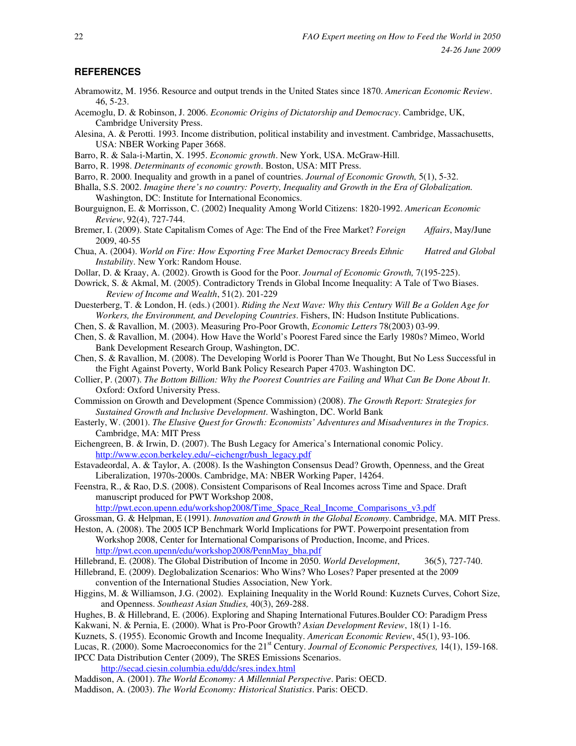## REFERENCES

Abramowitz, M. 1956. Resource and output trends in the United States since 1870. *American Economic Review*. 46, 5-23.

Acemoglu, D. & Robinson, J. 2006. *Economic Origins of Dictatorship and Democracy*. Cambridge, UK, Cambridge University Press.

Alesina, A. & Perotti. 1993. Income distribution, political instability and investment. Cambridge, Massachusetts, USA: NBER Working Paper 3668.

Barro, R. & Sala-i-Martin, X. 1995. *Economic growth*. New York, USA. McGraw-Hill.

Barro, R. 1998. *Determinants of economic growth*. Boston, USA: MIT Press.

Barro, R. 2000. Inequality and growth in a panel of countries. *Journal of Economic Growth,* 5(1), 5-32.

Bhalla, S.S. 2002. *Imagine there's no country: Poverty, Inequality and Growth in the Era of Globalization.* Washington, DC: Institute for International Economics.

Bourguignon, E. & Morrisson, C. (2002) Inequality Among World Citizens: 1820-1992. *American Economic Review*, 92(4), 727-744.

Bremer, I. (2009). State Capitalism Comes of Age: The End of the Free Market? *Foreign Affairs*, May/June 2009, 40-55

Chua, A. (2004). *World on Fire: How Exporting Free Market Democracy Breeds Ethnic Hatred and Global Instability*. New York: Random House.

Dollar, D. & Kraay, A. (2002). Growth is Good for the Poor. *Journal of Economic Growth,* 7(195-225).

Dowrick, S. & Akmal, M. (2005). Contradictory Trends in Global Income Inequality: A Tale of Two Biases. *Review of Income and Wealth*, 51(2). 201-229

Duesterberg, T. & London, H. (eds.) (2001). *Riding the Next Wave: Why this Century Will Be a Golden Age for Workers, the Environment, and Developing Countries*. Fishers, IN: Hudson Institute Publications.

Chen, S. & Ravallion, M. (2003). Measuring Pro-Poor Growth, *Economic Letters* 78(2003) 03-99.

Chen, S. & Ravallion, M. (2004). How Have the World's Poorest Fared since the Early 1980s? Mimeo, World Bank Development Research Group, Washington, DC.

Chen, S. & Ravallion, M. (2008). The Developing World is Poorer Than We Thought, But No Less Successful in the Fight Against Poverty, World Bank Policy Research Paper 4703. Washington DC.

Collier, P. (2007). *The Bottom Billion: Why the Poorest Countries are Failing and What Can Be Done About It*. Oxford: Oxford University Press.

Commission on Growth and Development (Spence Commission) (2008). *The Growth Report: Strategies for Sustained Growth and Inclusive Development*. Washington, DC. World Bank

Easterly, W. (2001). *The Elusive Quest for Growth: Economists' Adventures and Misadventures in the Tropics*. Cambridge, MA: MIT Press

Eichengreen, B. & Irwin, D. (2007). The Bush Legacy for America's International conomic Policy. http://www.econ.berkeley.edu/~eichengr/bush_legacy.pdf

Estavadeordal, A. & Taylor, A. (2008). Is the Washington Consensus Dead? Growth, Openness, and the Great Liberalization, 1970s-2000s. Cambridge, MA: NBER Working Paper, 14264.

Feenstra, R., & Rao, D.S. (2008). Consistent Comparisons of Real Incomes across Time and Space. Draft manuscript produced for PWT Workshop 2008, http://pwt.econ.upenn.edu/workshop2008/Time_Space_Real_Income_Comparisons_v3.pdf

Grossman, G. & Helpman, E (1991). *Innovation and Growth in the Global Economy*. Cambridge, MA. MIT Press.

Heston, A. (2008). The 2005 ICP Benchmark World Implications for PWT. Powerpoint presentation from Workshop 2008, Center for International Comparisons of Production, Income, and Prices. http://pwt.econ.upenn/edu/workshop2008/PennMay_bha.pdf

Hillebrand, E. (2008). The Global Distribution of Income in 2050. *World Development*, 36(5), 727-740.

Hillebrand, E. (2009). Deglobalization Scenarios: Who Wins? Who Loses? Paper presented at the 2009 convention of the International Studies Association, New York.

Higgins, M. & Williamson, J.G. (2002). Explaining Inequality in the World Round: Kuznets Curves, Cohort Size, and Openness. *Southeast Asian Studies,* 40(3), 269-288.

Hughes, B. & Hillebrand, E. (2006). Exploring and Shaping International Futures.Boulder CO: Paradigm Press

Kakwani, N. & Pernia, E. (2000). What is Pro-Poor Growth? *Asian Development Review*, 18(1) 1-16.

Kuznets, S. (1955). Economic Growth and Income Inequality. *American Economic Review*, 45(1), 93-106.

Lucas, R. (2000). Some Macroeconomics for the 21st Century. *Journal of Economic Perspectives,* 14(1), 159-168.

IPCC Data Distribution Center (2009), The SRES Emissions Scenarios. http://secad.ciesin.columbia.edu/ddc/sres.index.html

Maddison, A. (2001). *The World Economy: A Millennial Perspective*. Paris: OECD.

Maddison, A. (2003). *The World Economy: Historical Statistics*. Paris: OECD.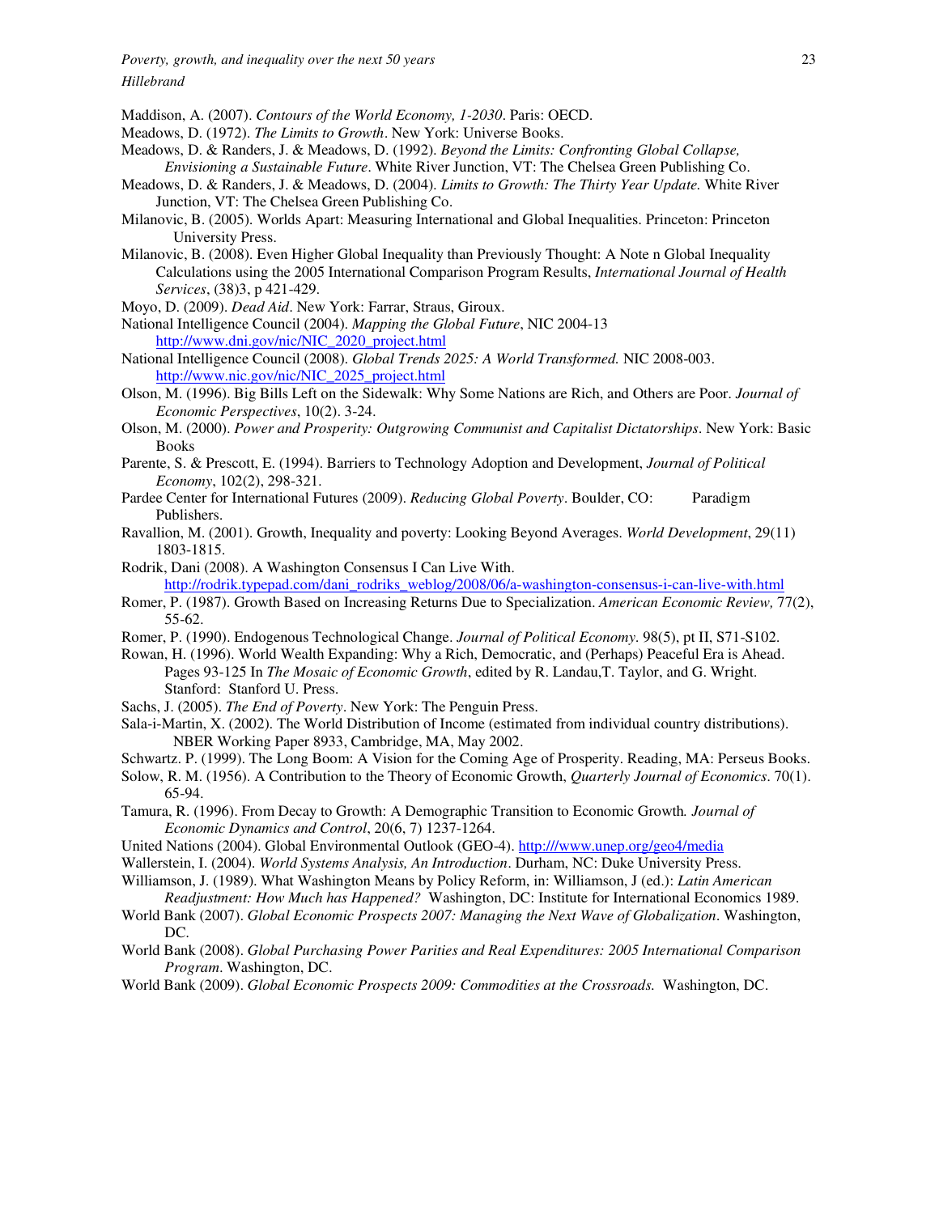Maddison, A. (2007). *Contours of the World Economy, 1-2030*. Paris: OECD.

Meadows, D. (1972). *The Limits to Growth*. New York: Universe Books.

Meadows, D. & Randers, J. & Meadows, D. (1992). *Beyond the Limits: Confronting Global Collapse, Envisioning a Sustainable Future*. White River Junction, VT: The Chelsea Green Publishing Co.

Meadows, D. & Randers, J. & Meadows, D. (2004). *Limits to Growth: The Thirty Year Update.* White River Junction, VT: The Chelsea Green Publishing Co.

Milanovic, B. (2005). Worlds Apart: Measuring International and Global Inequalities. Princeton: Princeton University Press.

Milanovic, B. (2008). Even Higher Global Inequality than Previously Thought: A Note n Global Inequality Calculations using the 2005 International Comparison Program Results, *International Journal of Health Services*, (38)3, p 421-429.

Moyo, D. (2009). *Dead Aid*. New York: Farrar, Straus, Giroux.

National Intelligence Council (2004). *Mapping the Global Future*, NIC 2004-13 http://www.dni.gov/nic/NIC_2020_project.html

National Intelligence Council (2008). *Global Trends 2025: A World Transformed.* NIC 2008-003. http://www.nic.gov/nic/NIC_2025_project.html

Olson, M. (1996). Big Bills Left on the Sidewalk: Why Some Nations are Rich, and Others are Poor. *Journal of Economic Perspectives*, 10(2). 3-24.

Olson, M. (2000). *Power and Prosperity: Outgrowing Communist and Capitalist Dictatorships*. New York: Basic Books

Parente, S. & Prescott, E. (1994). Barriers to Technology Adoption and Development, *Journal of Political Economy*, 102(2), 298-321.

Pardee Center for International Futures (2009). *Reducing Global Poverty*. Boulder, CO: Paradigm Publishers.

Ravallion, M. (2001). Growth, Inequality and poverty: Looking Beyond Averages. *World Development*, 29(11) 1803-1815.

Rodrik, Dani (2008). A Washington Consensus I Can Live With. http://rodrik.typepad.com/dani_rodriks_weblog/2008/06/a-washington-consensus-i-can-live-with.html

Romer, P. (1987). Growth Based on Increasing Returns Due to Specialization. *American Economic Review,* 77(2), 55-62.

Romer, P. (1990). Endogenous Technological Change. *Journal of Political Economy*. 98(5), pt II, S71-S102.

Rowan, H. (1996). World Wealth Expanding: Why a Rich, Democratic, and (Perhaps) Peaceful Era is Ahead. Pages 93-125 In *The Mosaic of Economic Growth*, edited by R. Landau,T. Taylor, and G. Wright. Stanford: Stanford U. Press.

Sachs, J. (2005). *The End of Poverty*. New York: The Penguin Press.

Sala-i-Martin, X. (2002). The World Distribution of Income (estimated from individual country distributions). NBER Working Paper 8933, Cambridge, MA, May 2002.

Schwartz. P. (1999). The Long Boom: A Vision for the Coming Age of Prosperity. Reading, MA: Perseus Books.

Solow, R. M. (1956). A Contribution to the Theory of Economic Growth, *Quarterly Journal of Economics*. 70(1). 65-94.

Tamura, R. (1996). From Decay to Growth: A Demographic Transition to Economic Growth*. Journal of Economic Dynamics and Control*, 20(6, 7) 1237-1264.

United Nations (2004). Global Environmental Outlook (GEO-4). http:///www.unep.org/geo4/media

Wallerstein, I. (2004). *World Systems Analysis, An Introduction*. Durham, NC: Duke University Press.

Williamson, J. (1989). What Washington Means by Policy Reform, in: Williamson, J (ed.): *Latin American Readjustment: How Much has Happened?* Washington, DC: Institute for International Economics 1989.

World Bank (2007). *Global Economic Prospects 2007: Managing the Next Wave of Globalization*. Washington, DC.

World Bank (2008). *Global Purchasing Power Parities and Real Expenditures: 2005 International Comparison Program*. Washington, DC.

World Bank (2009). *Global Economic Prospects 2009: Commodities at the Crossroads.* Washington, DC.